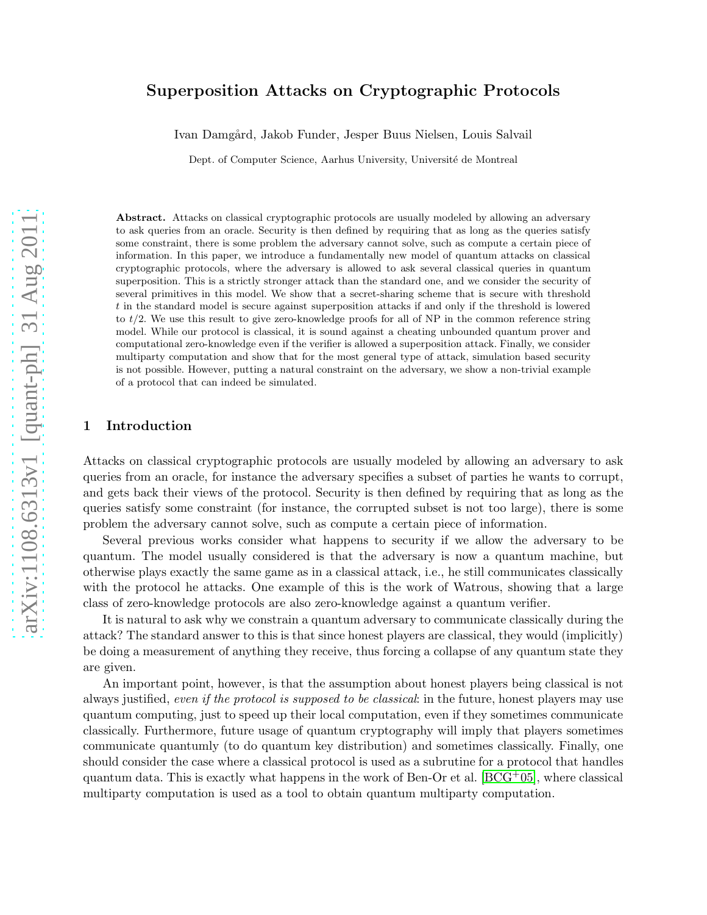# Superposition Attacks on Cryptographic Protocols

Ivan Damgård, Jakob Funder, Jesper Buus Nielsen, Louis Salvail

Dept. of Computer Science, Aarhus University, Université de Montreal

**Abstract.** Attacks on classical cryptographic protocols are usually modeled by allowing an adversary to ask queries from an oracle. Security is then defined by requiring that as long as the queries satisfy some constraint, there is some problem the adversary cannot solve, such as compute a certain piece of information. In this paper, we introduce a fundamentally new model of quantum attacks on classical cryptographic protocols, where the adversary is allowed to ask several classical queries in quantum superposition. This is a strictly stronger attack than the standard one, and we consider the security of several primitives in this model. We show that a secret-sharing scheme that is secure with threshold $t$ in the standard model is secure against superposition attacks if and only if the threshold is lowered to $t/2$. We use this result to give zero-knowledge proofs for all of NP in the common reference string model. While our protocol is classical, it is sound against a cheating unbounded quantum prover and computational zero-knowledge even if the verifier is allowed a superposition attack. Finally, we consider multiparty computation and show that for the most general type of attack, simulation based security is not possible. However, putting a natural constraint on the adversary, we show a non-trivial example of a protocol that can indeed be simulated.

## 1 Introduction

Attacks on classical cryptographic protocols are usually modeled by allowing an adversary to ask queries from an oracle, for instance the adversary specifies a subset of parties he wants to corrupt, and gets back their views of the protocol. Security is then defined by requiring that as long as the queries satisfy some constraint (for instance, the corrupted subset is not too large), there is some problem the adversary cannot solve, such as compute a certain piece of information.

Several previous works consider what happens to security if we allow the adversary to be quantum. The model usually considered is that the adversary is now a quantum machine, but otherwise plays exactly the same game as in a classical attack, i.e., he still communicates classically with the protocol he attacks. One example of this is the work of Watrous, showing that a large class of zero-knowledge protocols are also zero-knowledge against a quantum verifier.

It is natural to ask why we constrain a quantum adversary to communicate classically during the attack? The standard answer to this is that since honest players are classical, they would (implicitly) be doing a measurement of anything they receive, thus forcing a collapse of any quantum state they are given.

An important point, however, is that the assumption about honest players being classical is not always justified, *even if the protocol is supposed to be classical*: in the future, honest players may use quantum computing, just to speed up their local computation, even if they sometimes communicate classically. Furthermore, future usage of quantum cryptography will imply that players sometimes communicate quantumly (to do quantum key distribution) and sometimes classically. Finally, one should consider the case where a classical protocol is used as a subrutine for a protocol that handles quantum data. This is exactly what happens in the work of Ben-Or et al. [BCG+05], where classical multiparty computation is used as a tool to obtain quantum multiparty computation.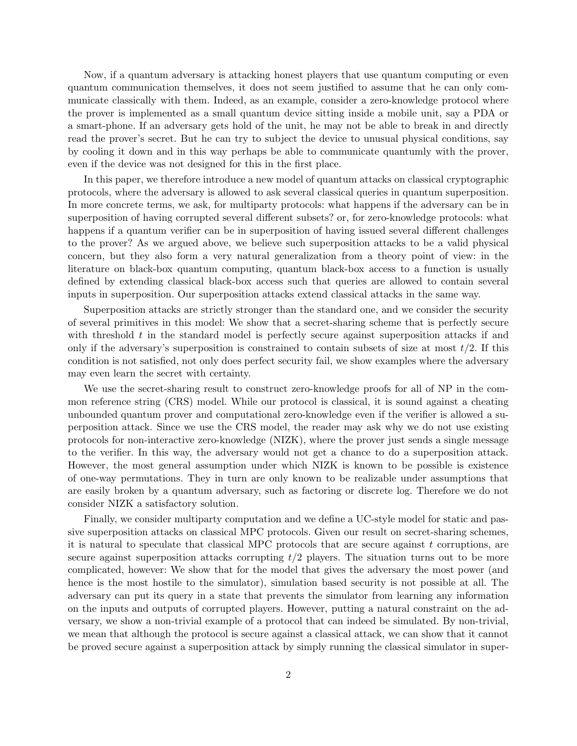Now, if a quantum adversary is attacking honest players that use quantum computing or even quantum communication themselves, it does not seem justified to assume that he can only communicate classically with them. Indeed, as an example, consider a zero-knowledge protocol where the prover is implemented as a small quantum device sitting inside a mobile unit, say a PDA or a smart-phone. If an adversary gets hold of the unit, he may not be able to break in and directly read the prover's secret. But he can try to subject the device to unusual physical conditions, say by cooling it down and in this way perhaps be able to communicate quantumly with the prover, even if the device was not designed for this in the first place.

In this paper, we therefore introduce a new model of quantum attacks on classical cryptographic protocols, where the adversary is allowed to ask several classical queries in quantum superposition. In more concrete terms, we ask, for multiparty protocols: what happens if the adversary can be in superposition of having corrupted several different subsets? or, for zero-knowledge protocols: what happens if a quantum verifier can be in superposition of having issued several different challenges to the prover? As we argued above, we believe such superposition attacks to be a valid physical concern, but they also form a very natural generalization from a theory point of view: in the literature on black-box quantum computing, quantum black-box access to a function is usually defined by extending classical black-box access such that queries are allowed to contain several inputs in superposition. Our superposition attacks extend classical attacks in the same way.

Superposition attacks are strictly stronger than the standard one, and we consider the security of several primitives in this model: We show that a secret-sharing scheme that is perfectly secure with threshold $t$ in the standard model is perfectly secure against superposition attacks if and only if the adversary's superposition is constrained to contain subsets of size at most $t/2$. If this condition is not satisfied, not only does perfect security fail, we show examples where the adversary may even learn the secret with certainty.

We use the secret-sharing result to construct zero-knowledge proofs for all of NP in the common reference string (CRS) model. While our protocol is classical, it is sound against a cheating unbounded quantum prover and computational zero-knowledge even if the verifier is allowed a superposition attack. Since we use the CRS model, the reader may ask why we do not use existing protocols for non-interactive zero-knowledge (NIZK), where the prover just sends a single message to the verifier. In this way, the adversary would not get a chance to do a superposition attack. However, the most general assumption under which NIZK is known to be possible is existence of one-way permutations. They in turn are only known to be realizable under assumptions that are easily broken by a quantum adversary, such as factoring or discrete log. Therefore we do not consider NIZK a satisfactory solution.

Finally, we consider multiparty computation and we define a UC-style model for static and passive superposition attacks on classical MPC protocols. Given our result on secret-sharing schemes, it is natural to speculate that classical MPC protocols that are secure against $t$ corruptions, are secure against superposition attacks corrupting $t/2$ players. The situation turns out to be more complicated, however: We show that for the model that gives the adversary the most power (and hence is the most hostile to the simulator), simulation based security is not possible at all. The adversary can put its query in a state that prevents the simulator from learning any information on the inputs and outputs of corrupted players. However, putting a natural constraint on the adversary, we show a non-trivial example of a protocol that can indeed be simulated. By non-trivial, we mean that although the protocol is secure against a classical attack, we can show that it cannot be proved secure against a superposition attack by simply running the classical simulator in super-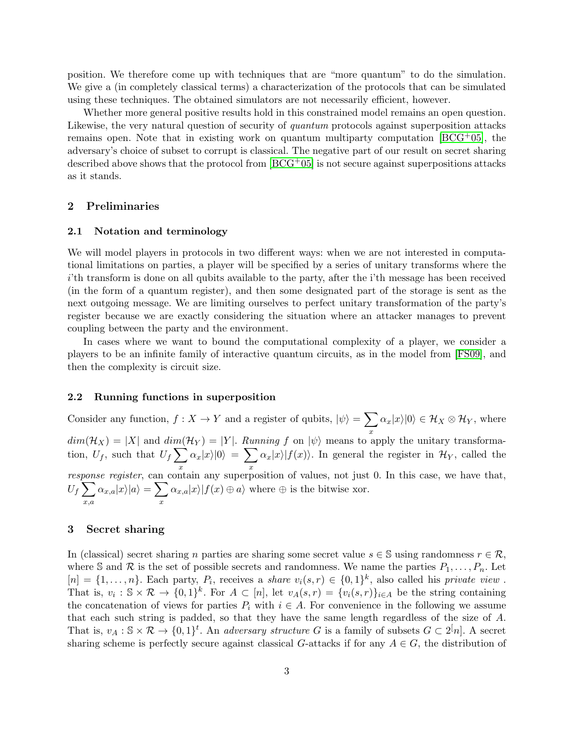position. We therefore come up with techniques that are "more quantum" to do the simulation. We give a (in completely classical terms) a characterization of the protocols that can be simulated using these techniques. The obtained simulators are not necessarily efficient, however.

Whether more general positive results hold in this constrained model remains an open question. Likewise, the very natural question of security of *quantum* protocols against superposition attacks remains open. Note that in existing work on quantum multiparty computation [BCG+05], the adversary's choice of subset to corrupt is classical. The negative part of our result on secret sharing described above shows that the protocol from [BCG+05] is not secure against superpositions attacks as it stands.

## 2 Preliminaries

### 2.1 Notation and terminology

We will model players in protocols in two different ways: when we are not interested in computational limitations on parties, a player will be specified by a series of unitary transforms where the $i$'th transform is done on all qubits available to the party, after the i'th message has been received (in the form of a quantum register), and then some designated part of the storage is sent as the next outgoing message. We are limiting ourselves to perfect unitary transformation of the party's register because we are exactly considering the situation where an attacker manages to prevent coupling between the party and the environment.

In cases where we want to bound the computational complexity of a player, we consider a players to be an infinite family of interactive quantum circuits, as in the model from [FS09], and then the complexity is circuit size.

### 2.2 Running functions in superposition

Consider any function, $f : X \to Y$ and a register of qubits, $|\psi\rangle = \sum_x \alpha_x |x\rangle|0\rangle \in \mathcal{H}_X \otimes \mathcal{H}_Y$, where $dim(\mathcal{H}_X) = |X|$ and $dim(\mathcal{H}_Y) = |Y|$. *Running* $f$ on $|\psi\rangle$ means to apply the unitary transformation, $U_f$, such that $U_f \sum_x \alpha_x |x\rangle|0\rangle = \sum_x \alpha_x |x\rangle|f(x)\rangle$. In general the register in $\mathcal{H}_Y$, called the *response register*, can contain any superposition of values, not just 0. In this case, we have that, $U_f \sum_{x,a} \alpha_{x,a} |x\rangle|a\rangle = \sum_x \alpha_{x,a} |x\rangle|f(x) \oplus a\rangle$ where $\oplus$ is the bitwise xor.

## 3 Secret sharing

In (classical) secret sharing $n$ parties are sharing some secret value $s \in \mathbb{S}$ using randomness $r \in \mathcal{R}$, where $\mathbb{S}$ and $\mathcal{R}$ is the set of possible secrets and randomness. We name the parties $P_1, \ldots, P_n$. Let $[n] = \{1, \ldots, n\}$. Each party, $P_i$, receives a *share* $v_i(s, r) \in \{0, 1\}^k$, also called his *private view* . That is, $v_i : \mathbb{S} \times \mathcal{R} \to \{0, 1\}^k$. For $A \subset [n]$, let $v_A(s, r) = \{v_i(s, r)\}_{i \in A}$ be the string containing the concatenation of views for parties $P_i$ with $i \in A$. For convenience in the following we assume that each such string is padded, so that they have the same length regardless of the size of $A$. That is, $v_A : \mathbb{S} \times \mathcal{R} \to \{0, 1\}^t$. An *adversary structure* $G$ is a family of subsets $G \subset 2^[n]$. A secret sharing scheme is perfectly secure against classical $G$-attacks if for any $A \in G$, the distribution of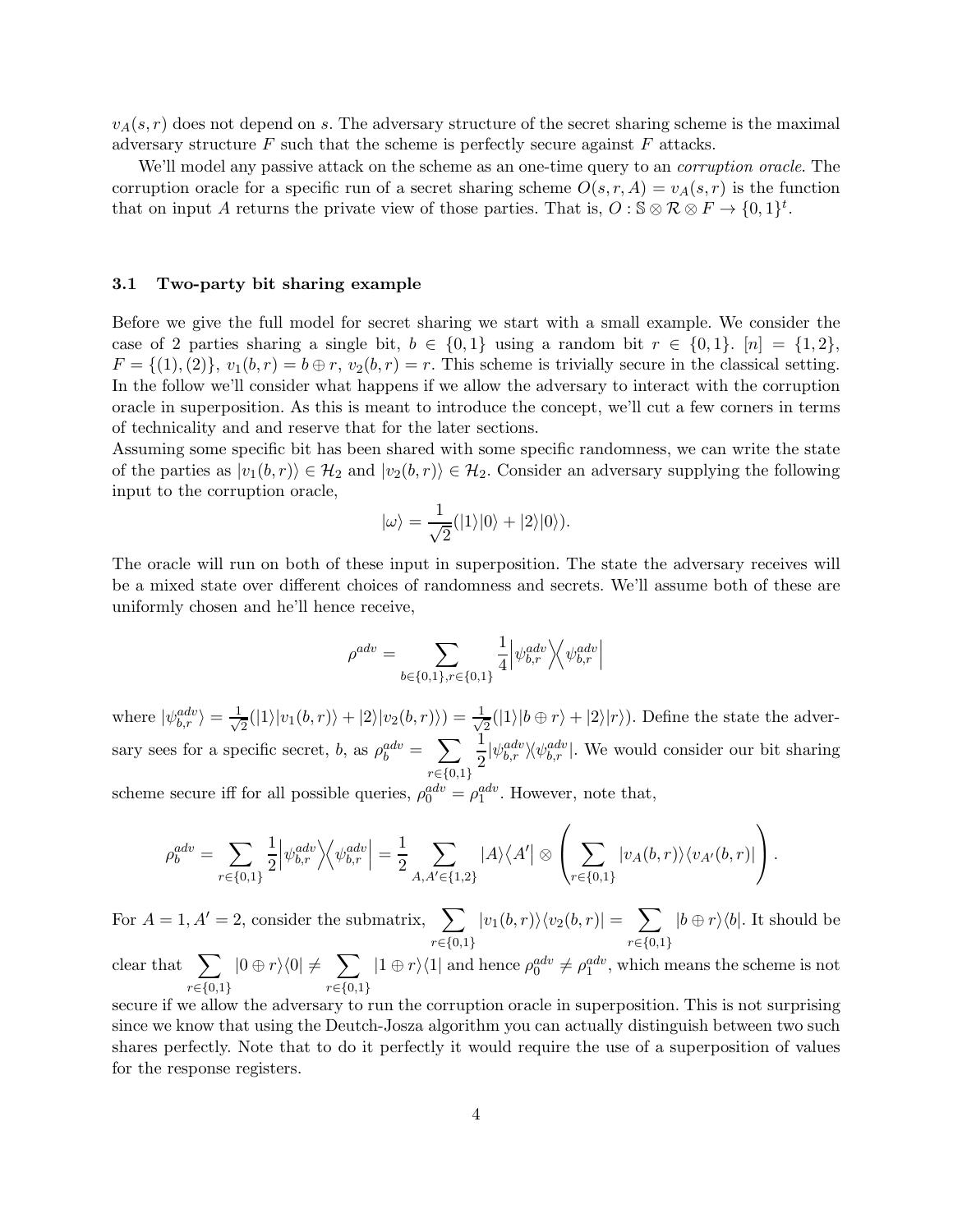$v_A(s,r)$ does not depend on $s$. The adversary structure of the secret sharing scheme is the maximal adversary structure $F$ such that the scheme is perfectly secure against $F$ attacks.

We'll model any passive attack on the scheme as an one-time query to an *corruption oracle*. The corruption oracle for a specific run of a secret sharing scheme $O(s,r,A) = v_A(s,r)$ is the function that on input $A$ returns the private view of those parties. That is, $O : \mathbb{S} \otimes \mathcal{R} \otimes F \to \{0,1\}^t$.

### 3.1 Two-party bit sharing example

Before we give the full model for secret sharing we start with a small example. We consider the case of 2 parties sharing a single bit, $b \in \{0,1\}$ using a random bit $r \in \{0,1\}$. $[n] = \{1,2\}$, $F = \{(1),(2)\}$, $v_1(b,r) = b \oplus r$, $v_2(b,r) = r$. This scheme is trivially secure in the classical setting. In the follow we'll consider what happens if we allow the adversary to interact with the corruption oracle in superposition. As this is meant to introduce the concept, we'll cut a few corners in terms of technicality and and reserve that for the later sections.
Assuming some specific bit has been shared with some specific randomness, we can write the state of the parties as $|v_1(b,r)\rangle \in \mathcal{H}_2$ and $|v_2(b,r)\rangle \in \mathcal{H}_2$. Consider an adversary supplying the following input to the corruption oracle,

$$|\omega\rangle = \frac{1}{\sqrt{2}}(|1\rangle|0\rangle + |2\rangle|0\rangle).$$

The oracle will run on both of these input in superposition. The state the adversary receives will be a mixed state over different choices of randomness and secrets. We'll assume both of these are uniformly chosen and he'll hence receive,

$$\rho^{adv} = \sum_{b\in\{0,1\}, r\in\{0,1\}} \frac{1}{4}\left|\psi^{adv}_{b,r}\right\rangle\!\left\langle\psi^{adv}_{b,r}\right|$$

where $|\psi^{adv}_{b,r}\rangle = \frac{1}{\sqrt{2}}(|1\rangle|v_1(b,r)\rangle + |2\rangle|v_2(b,r)\rangle) = \frac{1}{\sqrt{2}}(|1\rangle|b\oplus r\rangle + |2\rangle|r\rangle)$. Define the state the adversary sees for a specific secret, $b$, as $\rho^{adv}_b = \sum_{r\in\{0,1\}} \frac{1}{2}|\psi^{adv}_{b,r}\rangle\langle\psi^{adv}_{b,r}|$. We would consider our bit sharing scheme secure iff for all possible queries, $\rho^{adv}_0 = \rho^{adv}_1$. However, note that,

$$\rho^{adv}_b = \sum_{r\in\{0,1\}} \frac{1}{2}\left|\psi^{adv}_{b,r}\right\rangle\!\left\langle\psi^{adv}_{b,r}\right| = \frac{1}{2}\sum_{A,A'\in\{1,2\}} |A\rangle\langle A'| \otimes \left(\sum_{r\in\{0,1\}} |v_A(b,r)\rangle\langle v_{A'}(b,r)|\right).$$

For $A = 1, A' = 2$, consider the submatrix, $\sum_{r\in\{0,1\}} |v_1(b,r)\rangle\langle v_2(b,r)| = \sum_{r\in\{0,1\}} |b\oplus r\rangle\langle b|$. It should be clear that $\sum_{r\in\{0,1\}} |0\oplus r\rangle\langle 0| \neq \sum_{r\in\{0,1\}} |1\oplus r\rangle\langle 1|$ and hence $\rho^{adv}_0 \neq \rho^{adv}_1$, which means the scheme is not secure if we allow the adversary to run the corruption oracle in superposition. This is not surprising since we know that using the Deutch-Josza algorithm you can actually distinguish between two such shares perfectly. Note that to do it perfectly it would require the use of a superposition of values for the response registers.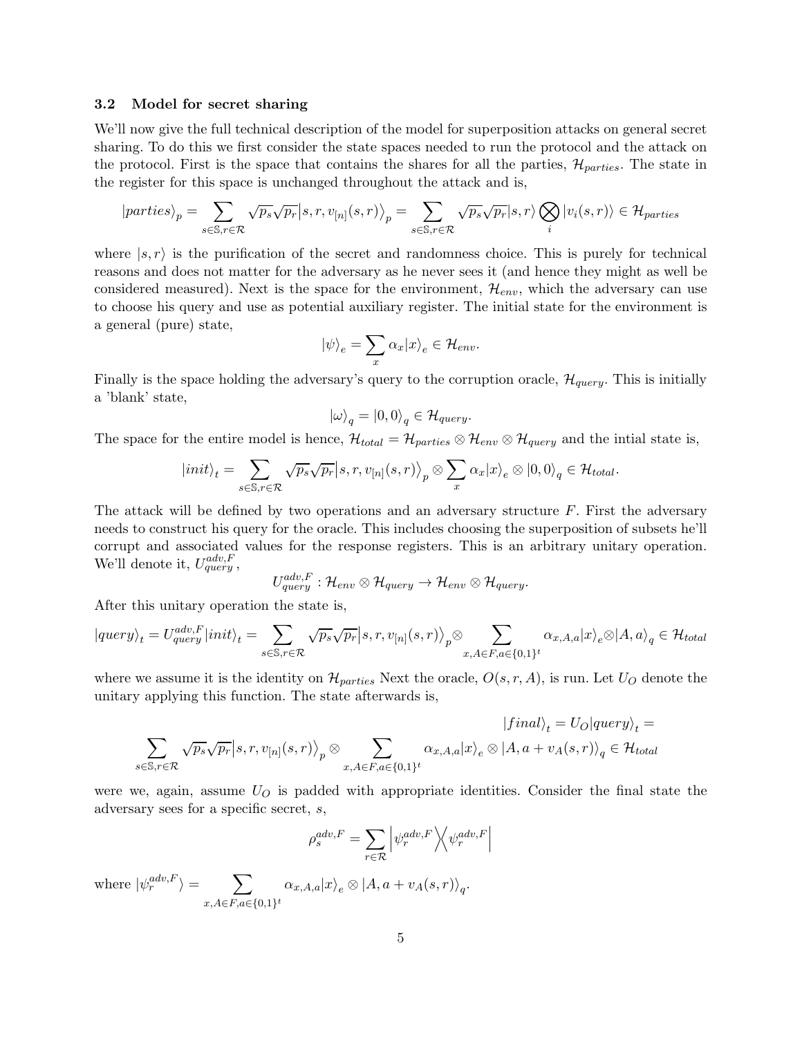### 3.2 Model for secret sharing

We'll now give the full technical description of the model for superposition attacks on general secret sharing. To do this we first consider the state spaces needed to run the protocol and the attack on the protocol. First is the space that contains the shares for all the parties, $\mathcal{H}_{parties}$. The state in the register for this space is unchanged throughout the attack and is,

$$|parties\rangle_p = \sum_{s\in\mathbb{S},r\in\mathcal{R}} \sqrt{p_s}\sqrt{p_r}\big|s,r,v_{[n]}(s,r)\big\rangle_p = \sum_{s\in\mathbb{S},r\in\mathcal{R}} \sqrt{p_s}\sqrt{p_r}|s,r\rangle \bigotimes_i |v_i(s,r)\rangle \in \mathcal{H}_{parties}$$

where $|s,r\rangle$ is the purification of the secret and randomness choice. This is purely for technical reasons and does not matter for the adversary as he never sees it (and hence they might as well be considered measured). Next is the space for the environment, $\mathcal{H}_{env}$, which the adversary can use to choose his query and use as potential auxiliary register. The initial state for the environment is a general (pure) state,

$$|\psi\rangle_e = \sum_x \alpha_x |x\rangle_e \in \mathcal{H}_{env}.$$

Finally is the space holding the adversary's query to the corruption oracle, $\mathcal{H}_{query}$. This is initially a 'blank' state,

$$|\omega\rangle_q = |0,0\rangle_q \in \mathcal{H}_{query}.$$

The space for the entire model is hence, $\mathcal{H}_{total} = \mathcal{H}_{parties} \otimes \mathcal{H}_{env} \otimes \mathcal{H}_{query}$ and the intial state is,

$$|init\rangle_t = \sum_{s\in\mathbb{S},r\in\mathcal{R}} \sqrt{p_s}\sqrt{p_r}\big|s,r,v_{[n]}(s,r)\big\rangle_p \otimes \sum_x \alpha_x|x\rangle_e \otimes |0,0\rangle_q \in \mathcal{H}_{total}.$$

The attack will be defined by two operations and an adversary structure $F$. First the adversary needs to construct his query for the oracle. This includes choosing the superposition of subsets he'll corrupt and associated values for the response registers. This is an arbitrary unitary operation. We'll denote it, $U^{adv,F}_{query}$,

$$U^{adv,F}_{query} : \mathcal{H}_{env} \otimes \mathcal{H}_{query} \to \mathcal{H}_{env} \otimes \mathcal{H}_{query}.$$

After this unitary operation the state is,

$$|query\rangle_t = U^{adv,F}_{query}|init\rangle_t = \sum_{s\in\mathbb{S},r\in\mathcal{R}} \sqrt{p_s}\sqrt{p_r}\big|s,r,v_{[n]}(s,r)\big\rangle_p \otimes \sum_{x,A\in F,a\in\{0,1\}^t} \alpha_{x,A,a}|x\rangle_e \otimes |A,a\rangle_q \in \mathcal{H}_{total}$$

where we assume it is the identity on $\mathcal{H}_{parties}$ Next the oracle, $O(s,r,A)$, is run. Let $U_O$ denote the unitary applying this function. The state afterwards is,

$$|final\rangle_t = U_O|query\rangle_t = \sum_{s\in\mathbb{S},r\in\mathcal{R}} \sqrt{p_s}\sqrt{p_r}\big|s,r,v_{[n]}(s,r)\big\rangle_p \otimes \sum_{x,A\in F,a\in\{0,1\}^t} \alpha_{x,A,a}|x\rangle_e \otimes |A,a+v_A(s,r)\rangle_q \in \mathcal{H}_{total}$$

were we, again, assume $U_O$ is padded with appropriate identities. Consider the final state the adversary sees for a specific secret, $s$,

$$\rho^{adv,F}_s = \sum_{r\in\mathcal{R}} \Big|\psi^{adv,F}_r\Big\rangle\Big\langle\psi^{adv,F}_r\Big|$$

where $|\psi^{adv,F}_r\rangle = \sum_{x,A\in F,a\in\{0,1\}^t} \alpha_{x,A,a}|x\rangle_e \otimes |A,a+v_A(s,r)\rangle_q$.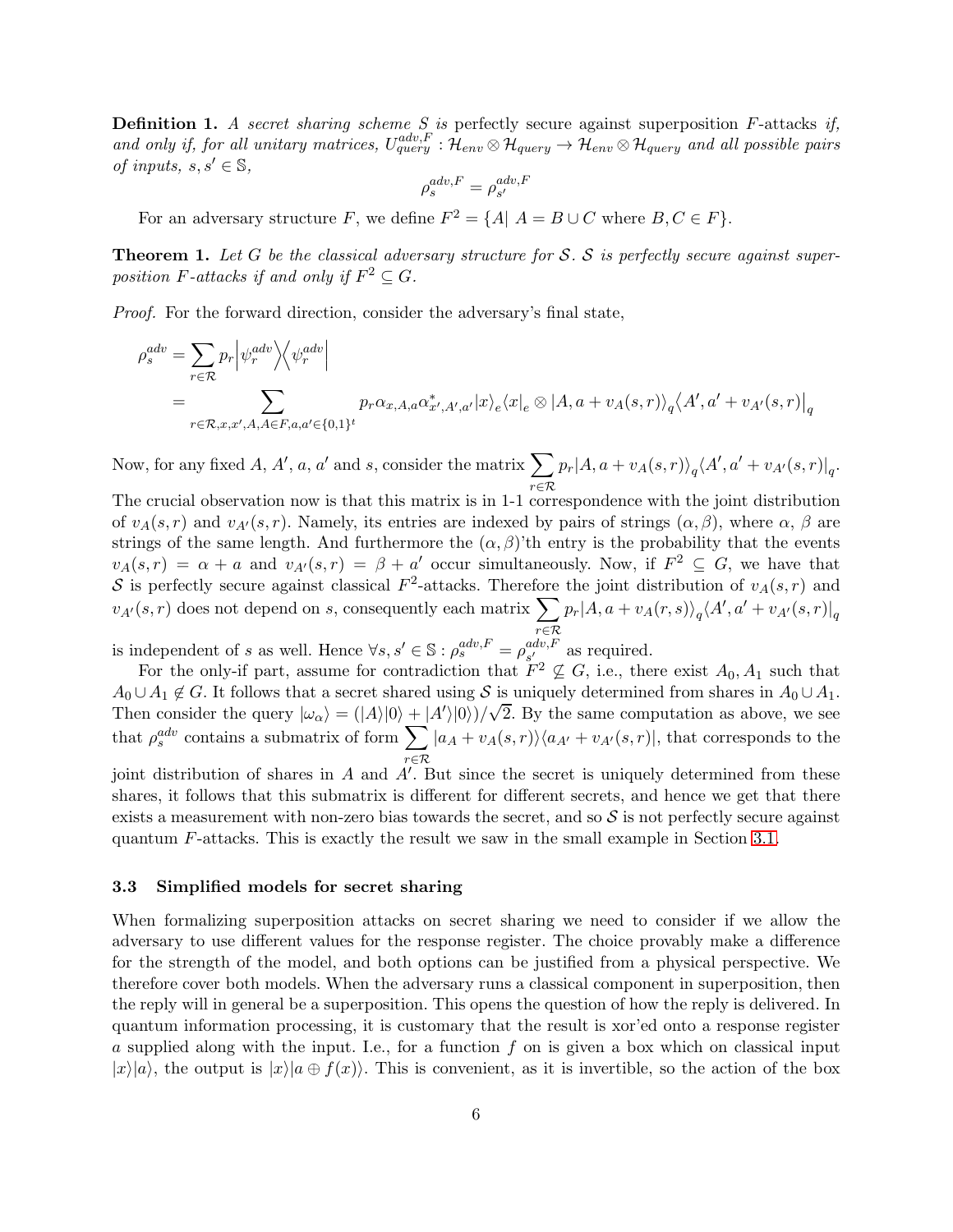**Definition 1.** *A secret sharing scheme $S$ is* perfectly secure against superposition $F$-attacks *if, and only if, for all unitary matrices, $U_{query}^{adv,F} : \mathcal{H}_{env} \otimes \mathcal{H}_{query} \to \mathcal{H}_{env} \otimes \mathcal{H}_{query}$ and all possible pairs of inputs, $s, s' \in \mathbb{S}$,*

$$\rho_s^{adv,F} = \rho_{s'}^{adv,F}$$

For an adversary structure $F$, we define $F^2 = \{A | \ A = B \cup C \text{ where } B, C \in F\}$.

**Theorem 1.** *Let $G$ be the classical adversary structure for $\mathcal{S}$. $\mathcal{S}$ is perfectly secure against superposition $F$-attacks if and only if $F^2 \subseteq G$.*

*Proof.* For the forward direction, consider the adversary's final state,

$$\begin{aligned}
\rho_s^{adv} &= \sum_{r \in \mathcal{R}} p_r \Big| \psi_r^{adv} \Big\rangle \Big\langle \psi_r^{adv} \Big| \\
&= \sum_{r \in \mathcal{R}, x, x', A, A \in F, a, a' \in \{0,1\}^t} p_r \alpha_{x,A,a} \alpha^*_{x',A',a'} |x\rangle_e \langle x|_e \otimes |A, a + v_A(s,r)\rangle_q \Big\langle A', a' + v_{A'}(s,r) \Big|_q
\end{aligned}$$

Now, for any fixed $A$, $A'$, $a$, $a'$ and $s$, consider the matrix $\sum_{r \in \mathcal{R}} p_r |A, a + v_A(s,r)\rangle_q \langle A', a' + v_{A'}(s,r)|_q$. The crucial observation now is that this matrix is in 1-1 correspondence with the joint distribution of $v_A(s,r)$ and $v_{A'}(s,r)$. Namely, its entries are indexed by pairs of strings $(\alpha, \beta)$, where $\alpha$, $\beta$ are strings of the same length. And furthermore the $(\alpha, \beta)$'th entry is the probability that the events $v_A(s,r) = \alpha + a$ and $v_{A'}(s,r) = \beta + a'$ occur simultaneously. Now, if $F^2 \subseteq G$, we have that $\mathcal{S}$ is perfectly secure against classical $F^2$-attacks. Therefore the joint distribution of $v_A(s,r)$ and $v_{A'}(s,r)$ does not depend on $s$, consequently each matrix $\sum_{r \in \mathcal{R}} p_r |A, a + v_A(r,s)\rangle_q \langle A', a' + v_{A'}(s,r)|_q$ is independent of $s$ as well. Hence $\forall s, s' \in \mathbb{S} : \rho_s^{adv,F} = \rho_{s'}^{adv,F}$ as required.

For the only-if part, assume for contradiction that $F^2 \not\subseteq G$, i.e., there exist $A_0, A_1$ such that $A_0 \cup A_1 \notin G$. It follows that a secret shared using $\mathcal{S}$ is uniquely determined from shares in $A_0 \cup A_1$. Then consider the query $|\omega_\alpha\rangle = (|A\rangle|0\rangle + |A'\rangle|0\rangle)/\sqrt{2}$. By the same computation as above, we see that $\rho_s^{adv}$ contains a submatrix of form $\sum_{r \in \mathcal{R}} |a_A + v_A(s,r)\rangle\langle a_{A'} + v_{A'}(s,r)|$, that corresponds to the joint distribution of shares in $A$ and $A'$. But since the secret is uniquely determined from these shares, it follows that this submatrix is different for different secrets, and hence we get that there exists a measurement with non-zero bias towards the secret, and so $\mathcal{S}$ is not perfectly secure against quantum $F$-attacks. This is exactly the result we saw in the small example in Section 3.1.

### 3.3 Simplified models for secret sharing

When formalizing superposition attacks on secret sharing we need to consider if we allow the adversary to use different values for the response register. The choice provably make a difference for the strength of the model, and both options can be justified from a physical perspective. We therefore cover both models. When the adversary runs a classical component in superposition, then the reply will in general be a superposition. This opens the question of how the reply is delivered. In quantum information processing, it is customary that the result is xor'ed onto a response register $a$ supplied along with the input. I.e., for a function $f$ on is given a box which on classical input $|x\rangle|a\rangle$, the output is $|x\rangle|a \oplus f(x)\rangle$. This is convenient, as it is invertible, so the action of the box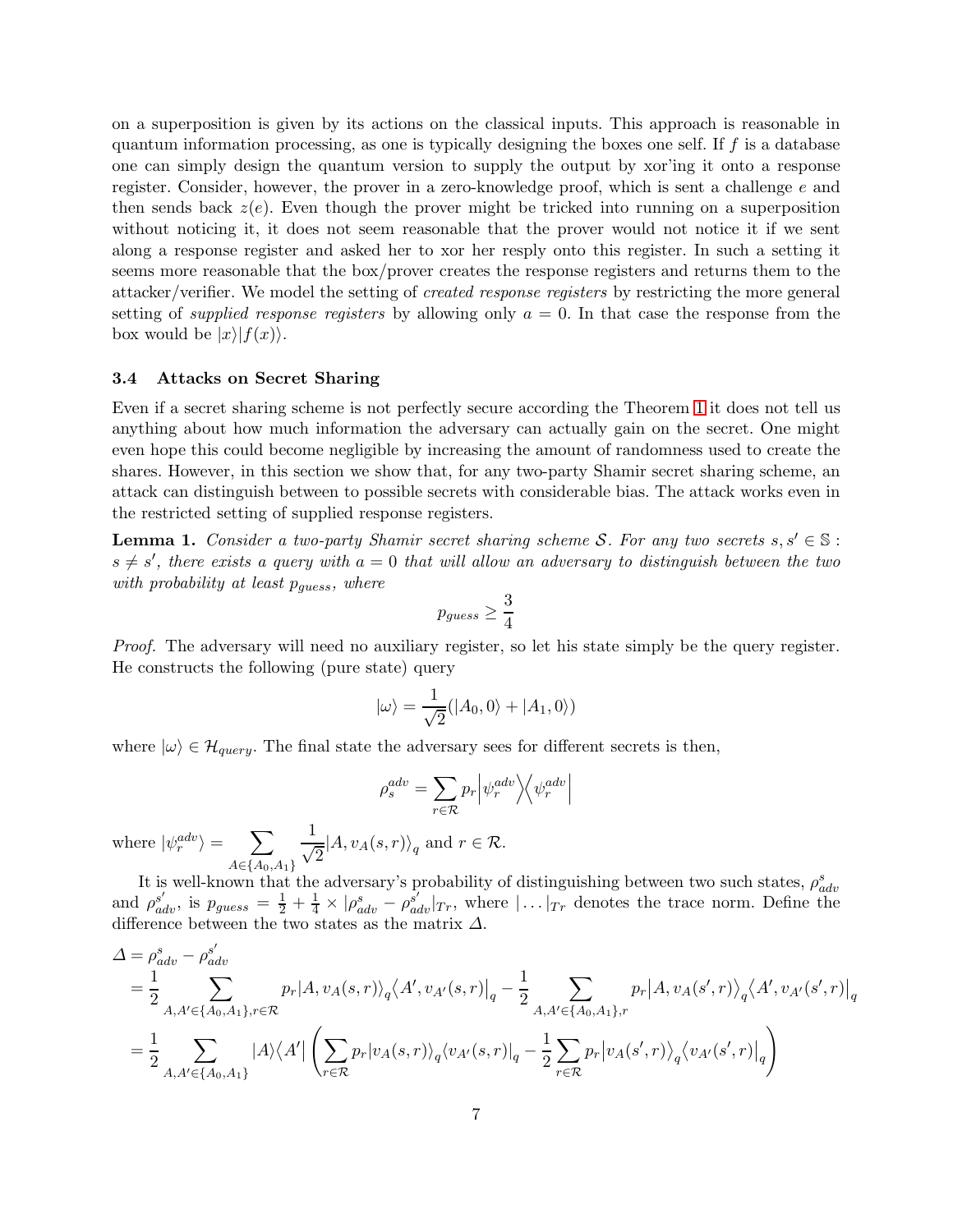on a superposition is given by its actions on the classical inputs. This approach is reasonable in quantum information processing, as one is typically designing the boxes one self. If $f$ is a database one can simply design the quantum version to supply the output by xor'ing it onto a response register. Consider, however, the prover in a zero-knowledge proof, which is sent a challenge $e$ and then sends back $z(e)$. Even though the prover might be tricked into running on a superposition without noticing it, it does not seem reasonable that the prover would not notice it if we sent along a response register and asked her to xor her resply onto this register. In such a setting it seems more reasonable that the box/prover creates the response registers and returns them to the attacker/verifier. We model the setting of *created response registers* by restricting the more general setting of *supplied response registers* by allowing only $a = 0$. In that case the response from the box would be $|x\rangle|f(x)\rangle$.

### 3.4 Attacks on Secret Sharing

Even if a secret sharing scheme is not perfectly secure according the Theorem 1 it does not tell us anything about how much information the adversary can actually gain on the secret. One might even hope this could become negligible by increasing the amount of randomness used to create the shares. However, in this section we show that, for any two-party Shamir secret sharing scheme, an attack can distinguish between to possible secrets with considerable bias. The attack works even in the restricted setting of supplied response registers.

**Lemma 1.** *Consider a two-party Shamir secret sharing scheme $\mathcal{S}$. For any two secrets $s, s' \in \mathbb{S} : s \neq s'$, there exists a query with $a = 0$ that will allow an adversary to distinguish between the two with probability at least $p_{guess}$, where*

$$p_{guess} \geq \frac{3}{4}$$

*Proof.* The adversary will need no auxiliary register, so let his state simply be the query register. He constructs the following (pure state) query

$$|\omega\rangle = \frac{1}{\sqrt{2}}(|A_0, 0\rangle + |A_1, 0\rangle)$$

where $|\omega\rangle \in \mathcal{H}_{query}$. The final state the adversary sees for different secrets is then,

$$\rho_s^{adv} = \sum_{r \in \mathcal{R}} p_r \left|\psi_r^{adv}\right\rangle\left\langle\psi_r^{adv}\right|$$

where $|\psi_r^{adv}\rangle = \sum_{A \in \{A_0, A_1\}} \frac{1}{\sqrt{2}} |A, v_A(s,r)\rangle_q$ and $r \in \mathcal{R}$.

It is well-known that the adversary's probability of distinguishing between two such states, $\rho_{adv}^s$ and $\rho_{adv}^{s'}$, is $p_{guess} = \frac{1}{2} + \frac{1}{4} \times |\rho_{adv}^s - \rho_{adv}^{s'}|_{Tr}$, where $| \dots |_{Tr}$ denotes the trace norm. Define the difference between the two states as the matrix $\Delta$.

$$\begin{aligned}
\Delta &= \rho_{adv}^s - \rho_{adv}^{s'} \\
&= \frac{1}{2} \sum_{A, A' \in \{A_0, A_1\}, r \in \mathcal{R}} p_r |A, v_A(s,r)\rangle_q \langle A', v_{A'}(s,r)|_q - \frac{1}{2} \sum_{A, A' \in \{A_0, A_1\}, r} p_r |A, v_A(s', r)\rangle_q \langle A', v_{A'}(s', r)|_q \\
&= \frac{1}{2} \sum_{A, A' \in \{A_0, A_1\}} |A\rangle\langle A'| \left( \sum_{r \in \mathcal{R}} p_r |v_A(s,r)\rangle_q \langle v_{A'}(s,r)|_q - \frac{1}{2} \sum_{r \in \mathcal{R}} p_r |v_A(s', r)\rangle_q \langle v_{A'}(s', r)|_q \right)
\end{aligned}$$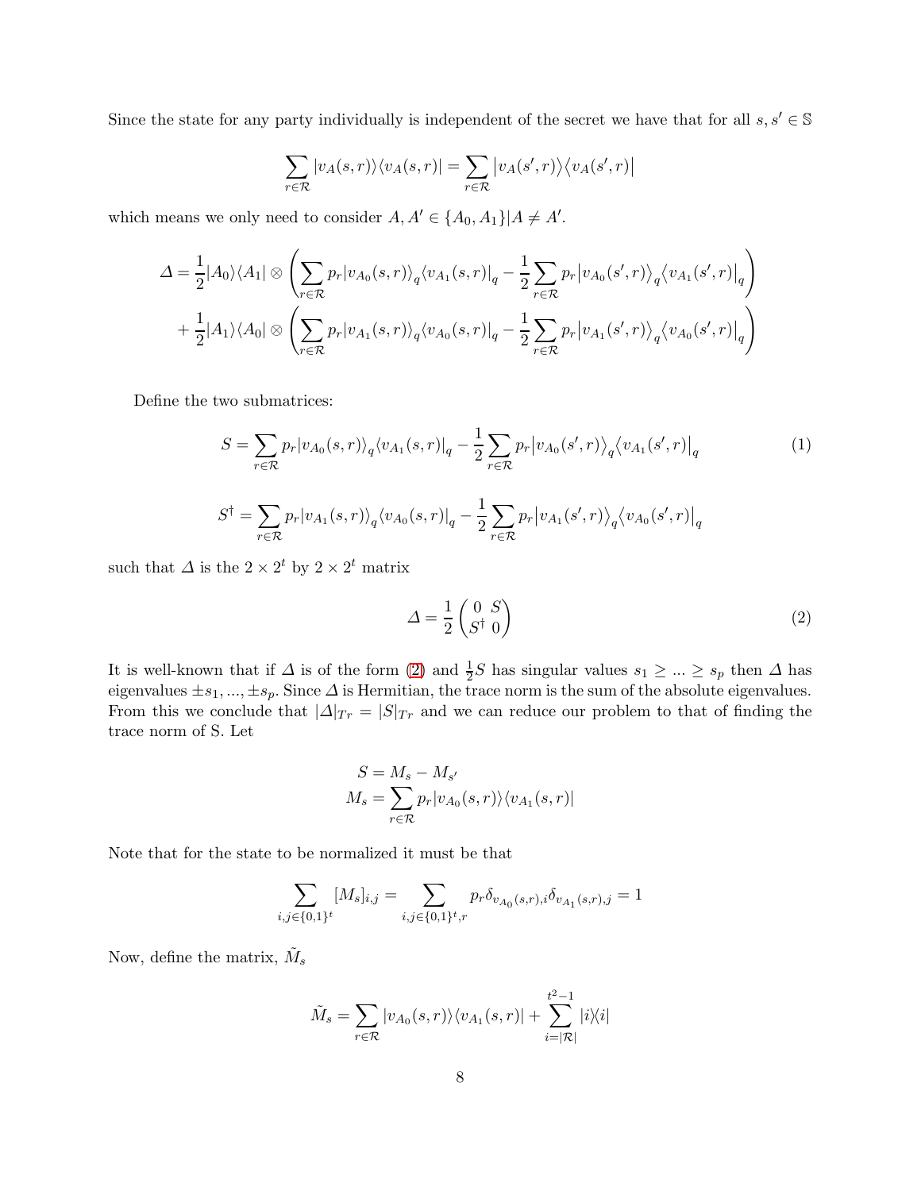Since the state for any party individually is independent of the secret we have that for all $s, s' \in \mathbb{S}$

$$\sum_{r \in \mathcal{R}} |v_A(s,r)\rangle\langle v_A(s,r)| = \sum_{r \in \mathcal{R}} |v_A(s',r)\rangle\langle v_A(s',r)|$$

which means we only need to consider $A, A' \in \{A_0, A_1\} | A \neq A'$.

$$\begin{aligned}
\Delta = &\frac{1}{2}|A_0\rangle\langle A_1| \otimes \left( \sum_{r \in \mathcal{R}} p_r |v_{A_0}(s,r)\rangle_q \langle v_{A_1}(s,r)|_q - \frac{1}{2}\sum_{r \in \mathcal{R}} p_r |v_{A_0}(s',r)\rangle_q \langle v_{A_1}(s',r)|_q \right) \\
&+ \frac{1}{2}|A_1\rangle\langle A_0| \otimes \left( \sum_{r \in \mathcal{R}} p_r |v_{A_1}(s,r)\rangle_q \langle v_{A_0}(s,r)|_q - \frac{1}{2}\sum_{r \in \mathcal{R}} p_r |v_{A_1}(s',r)\rangle_q \langle v_{A_0}(s',r)|_q \right)
\end{aligned}$$

Define the two submatrices:

$$S = \sum_{r \in \mathcal{R}} p_r |v_{A_0}(s,r)\rangle_q \langle v_{A_1}(s,r)|_q - \frac{1}{2}\sum_{r \in \mathcal{R}} p_r |v_{A_0}(s',r)\rangle_q \langle v_{A_1}(s',r)|_q \tag{1}$$

$$S^\dagger = \sum_{r \in \mathcal{R}} p_r |v_{A_1}(s,r)\rangle_q \langle v_{A_0}(s,r)|_q - \frac{1}{2}\sum_{r \in \mathcal{R}} p_r |v_{A_1}(s',r)\rangle_q \langle v_{A_0}(s',r)|_q$$

such that $\Delta$ is the $2 \times 2^t$ by $2 \times 2^t$ matrix

$$\Delta = \frac{1}{2}\begin{pmatrix} 0 & S \\ S^\dagger & 0 \end{pmatrix} \tag{2}$$

It is well-known that if $\Delta$ is of the form (2) and $\frac{1}{2}S$ has singular values $s_1 \geq ... \geq s_p$ then $\Delta$ has eigenvalues $\pm s_1, ..., \pm s_p$. Since $\Delta$ is Hermitian, the trace norm is the sum of the absolute eigenvalues. From this we conclude that $|\Delta|_{Tr} = |S|_{Tr}$ and we can reduce our problem to that of finding the trace norm of S. Let

$$\begin{aligned}
S &= M_s - M_{s'} \\
M_s &= \sum_{r \in \mathcal{R}} p_r |v_{A_0}(s,r)\rangle\langle v_{A_1}(s,r)|
\end{aligned}$$

Note that for the state to be normalized it must be that

$$\sum_{i,j \in \{0,1\}^t} [M_s]_{i,j} = \sum_{i,j \in \{0,1\}^t, r} p_r \delta_{v_{A_0}(s,r),i} \delta_{v_{A_1}(s,r),j} = 1$$

Now, define the matrix, $\tilde{M}_s$

$$\tilde{M}_s = \sum_{r \in \mathcal{R}} |v_{A_0}(s,r)\rangle\langle v_{A_1}(s,r)| + \sum_{i=|\mathcal{R}|}^{t^2-1} |i\rangle\langle i|$$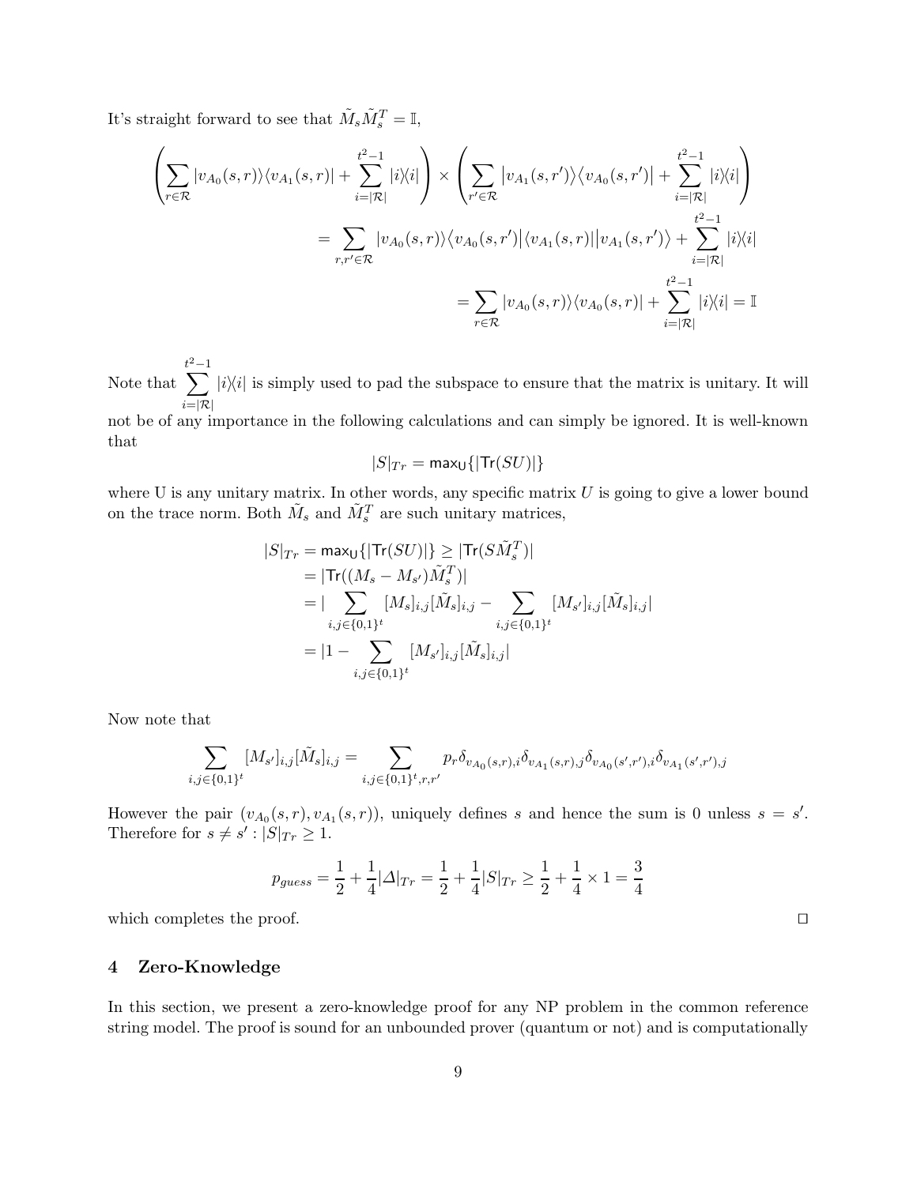It's straight forward to see that $\tilde{M}_s \tilde{M}_s^T = \mathbb{I}$,

$$\left( \sum_{r \in \mathcal{R}} |v_{A_0}(s,r)\rangle\langle v_{A_1}(s,r)| + \sum_{i=|\mathcal{R}|}^{t^2-1} |i\rangle\langle i| \right) \times \left( \sum_{r' \in \mathcal{R}} |v_{A_1}(s,r')\rangle\langle v_{A_0}(s,r')| + \sum_{i=|\mathcal{R}|}^{t^2-1} |i\rangle\langle i| \right)$$

$$= \sum_{r,r' \in \mathcal{R}} |v_{A_0}(s,r)\rangle\langle v_{A_0}(s,r')| \langle v_{A_1}(s,r)| |v_{A_1}(s,r')\rangle + \sum_{i=|\mathcal{R}|}^{t^2-1} |i\rangle\langle i|$$

$$= \sum_{r \in \mathcal{R}} |v_{A_0}(s,r)\rangle\langle v_{A_0}(s,r)| + \sum_{i=|\mathcal{R}|}^{t^2-1} |i\rangle\langle i| = \mathbb{I}$$

Note that $\sum_{i=|\mathcal{R}|}^{t^2-1} |i\rangle\langle i|$ is simply used to pad the subspace to ensure that the matrix is unitary. It will not be of any importance in the following calculations and can simply be ignored. It is well-known that

$$|S|_{Tr} = \max_{\mathsf{U}}\{|\mathsf{Tr}(SU)|\}$$

where U is any unitary matrix. In other words, any specific matrix $U$ is going to give a lower bound on the trace norm. Both $\tilde{M}_s$ and $\tilde{M}_s^T$ are such unitary matrices,

$$\begin{aligned}
|S|_{Tr} &= \max_{\mathsf{U}}\{|\mathsf{Tr}(SU)|\} \geq |\mathsf{Tr}(S\tilde{M}_s^T)| \\
&= |\mathsf{Tr}((M_s - M_{s'})\tilde{M}_s^T)| \\
&= |\sum_{i,j \in \{0,1\}^t} [M_s]_{i,j}[\tilde{M}_s]_{i,j} - \sum_{i,j \in \{0,1\}^t} [M_{s'}]_{i,j}[\tilde{M}_s]_{i,j}| \\
&= |1 - \sum_{i,j \in \{0,1\}^t} [M_{s'}]_{i,j}[\tilde{M}_s]_{i,j}|
\end{aligned}$$

Now note that

$$\sum_{i,j \in \{0,1\}^t} [M_{s'}]_{i,j}[\tilde{M}_s]_{i,j} = \sum_{i,j \in \{0,1\}^t, r, r'} p_r \delta_{v_{A_0}(s,r),i} \delta_{v_{A_1}(s,r),j} \delta_{v_{A_0}(s',r'),i} \delta_{v_{A_1}(s',r'),j}$$

However the pair $(v_{A_0}(s,r), v_{A_1}(s,r))$, uniquely defines $s$ and hence the sum is 0 unless $s = s'$. Therefore for $s \neq s' : |S|_{Tr} \geq 1$.

$$p_{guess} = \frac{1}{2} + \frac{1}{4}|\Delta|_{Tr} = \frac{1}{2} + \frac{1}{4}|S|_{Tr} \geq \frac{1}{2} + \frac{1}{4} \times 1 = \frac{3}{4}$$

which completes the proof. □

## 4 Zero-Knowledge

In this section, we present a zero-knowledge proof for any NP problem in the common reference string model. The proof is sound for an unbounded prover (quantum or not) and is computationally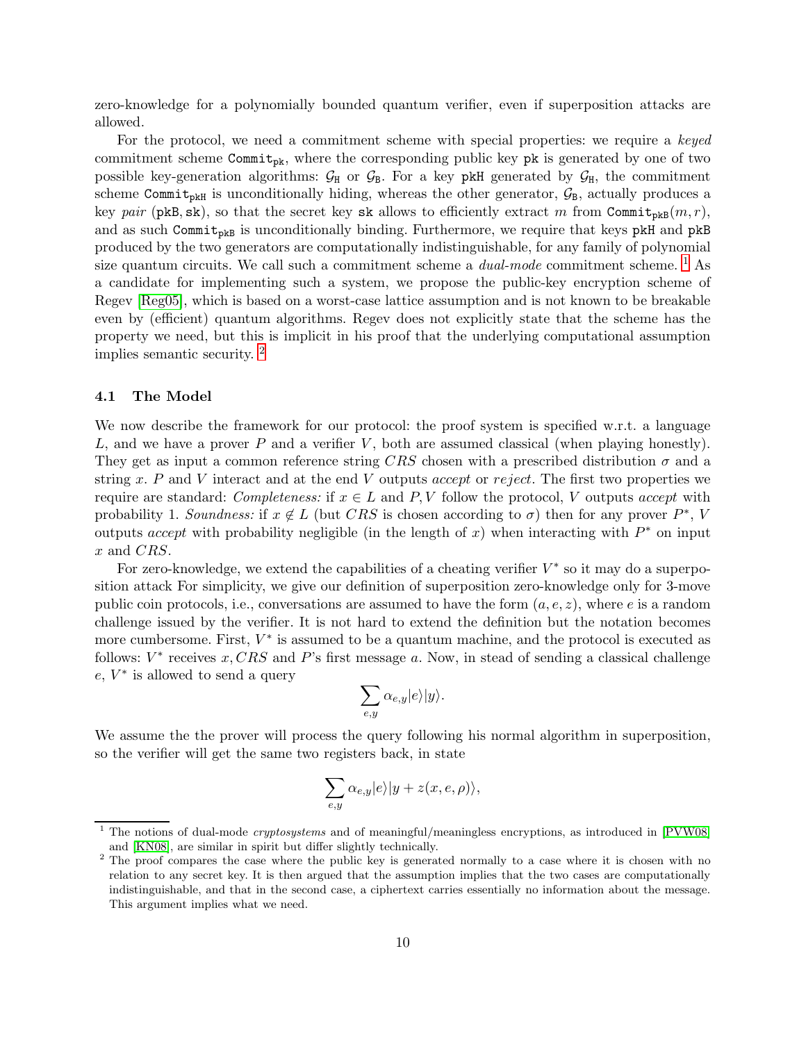zero-knowledge for a polynomially bounded quantum verifier, even if superposition attacks are allowed.

For the protocol, we need a commitment scheme with special properties: we require a *keyed* commitment scheme $\mathtt{Commit}_{\mathtt{pk}}$, where the corresponding public key $\mathtt{pk}$ is generated by one of two possible key-generation algorithms: $\mathcal{G}_{\mathtt{H}}$ or $\mathcal{G}_{\mathtt{B}}$. For a key $\mathtt{pkH}$ generated by $\mathcal{G}_{\mathtt{H}}$, the commitment scheme $\mathtt{Commit}_{\mathtt{pkH}}$ is unconditionally hiding, whereas the other generator, $\mathcal{G}_{\mathtt{B}}$, actually produces a key *pair* $(\mathtt{pkB}, \mathtt{sk})$, so that the secret key $\mathtt{sk}$ allows to efficiently extract $m$ from $\mathtt{Commit}_{\mathtt{pkB}}(m, r)$, and as such $\mathtt{Commit}_{\mathtt{pkB}}$ is unconditionally binding. Furthermore, we require that keys $\mathtt{pkH}$ and $\mathtt{pkB}$ produced by the two generators are computationally indistinguishable, for any family of polynomial size quantum circuits. We call such a commitment scheme a *dual-mode* commitment scheme. [1] As a candidate for implementing such a system, we propose the public-key encryption scheme of Regev [Reg05], which is based on a worst-case lattice assumption and is not known to be breakable even by (efficient) quantum algorithms. Regev does not explicitly state that the scheme has the property we need, but this is implicit in his proof that the underlying computational assumption implies semantic security. [2]

### 4.1 The Model

We now describe the framework for our protocol: the proof system is specified w.r.t. a language $L$, and we have a prover $P$ and a verifier $V$, both are assumed classical (when playing honestly). They get as input a common reference string $CRS$ chosen with a prescribed distribution $\sigma$ and a string $x$. $P$ and $V$ interact and at the end $V$ outputs *accept* or *reject*. The first two properties we require are standard: *Completeness:* if $x \in L$ and $P, V$ follow the protocol, $V$ outputs *accept* with probability 1. *Soundness:* if $x \notin L$ (but $CRS$ is chosen according to $\sigma$) then for any prover $P^*$, $V$ outputs *accept* with probability negligible (in the length of $x$) when interacting with $P^*$ on input $x$ and $CRS$.

For zero-knowledge, we extend the capabilities of a cheating verifier $V^*$ so it may do a superposition attack For simplicity, we give our definition of superposition zero-knowledge only for 3-move public coin protocols, i.e., conversations are assumed to have the form $(a, e, z)$, where $e$ is a random challenge issued by the verifier. It is not hard to extend the definition but the notation becomes more cumbersome. First, $V^*$ is assumed to be a quantum machine, and the protocol is executed as follows: $V^*$ receives $x, CRS$ and $P$'s first message $a$. Now, in stead of sending a classical challenge $e$, $V^*$ is allowed to send a query

$$\sum_{e,y} \alpha_{e,y} |e\rangle|y\rangle.$$

We assume the the prover will process the query following his normal algorithm in superposition, so the verifier will get the same two registers back, in state

$$\sum_{e,y} \alpha_{e,y} |e\rangle|y + z(x, e, \rho)\rangle,$$

[1] The notions of dual-mode *cryptosystems* and of meaningful/meaningless encryptions, as introduced in [PVW08] and [KN08], are similar in spirit but differ slightly technically.

[2] The proof compares the case where the public key is generated normally to a case where it is chosen with no relation to any secret key. It is then argued that the assumption implies that the two cases are computationally indistinguishable, and that in the second case, a ciphertext carries essentially no information about the message. This argument implies what we need.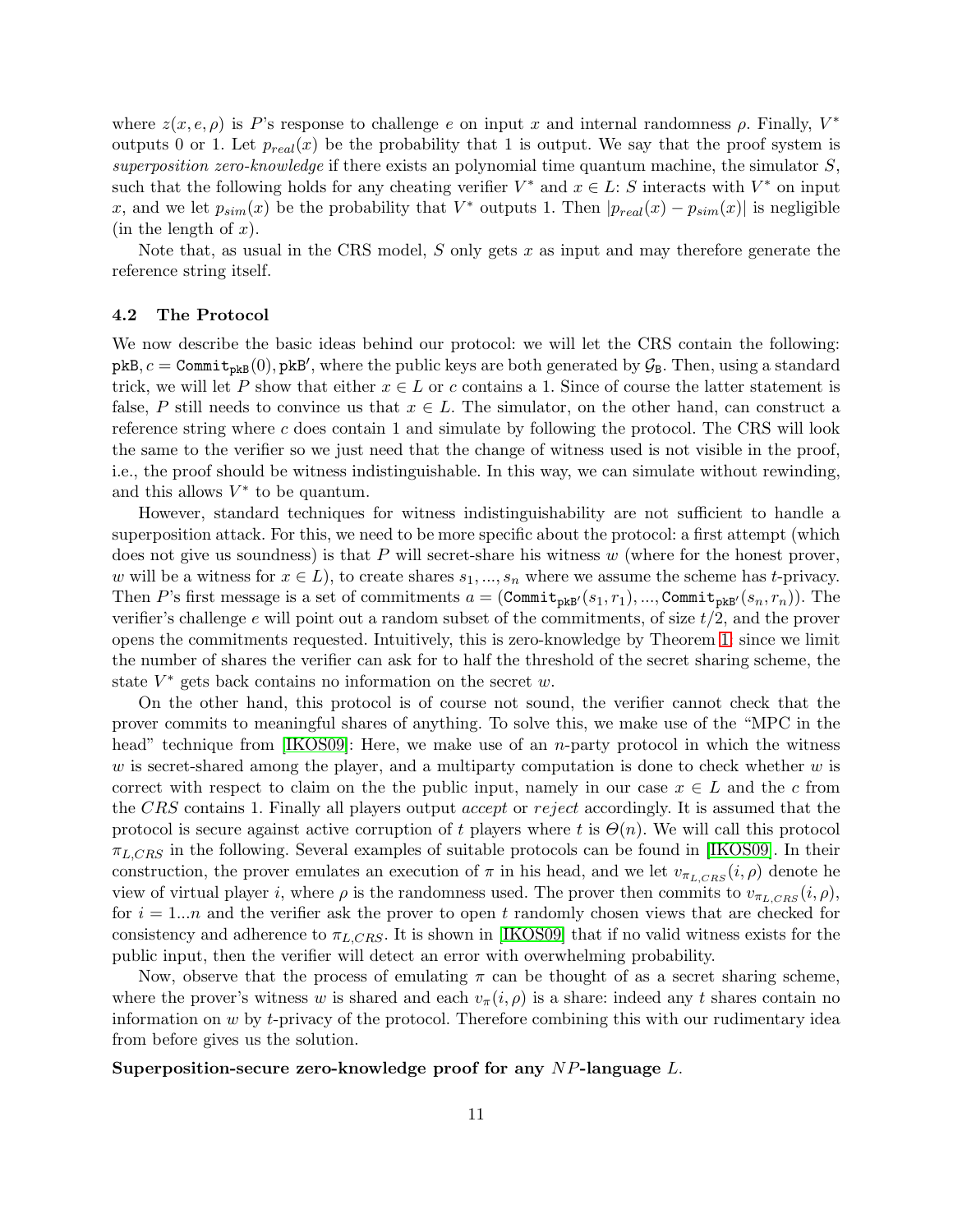where $z(x, e, \rho)$ is $P$'s response to challenge $e$ on input $x$ and internal randomness $\rho$. Finally, $V^*$ outputs 0 or 1. Let $p_{real}(x)$ be the probability that 1 is output. We say that the proof system is *superposition zero-knowledge* if there exists an polynomial time quantum machine, the simulator $S$, such that the following holds for any cheating verifier $V^*$ and $x \in L$: $S$ interacts with $V^*$ on input $x$, and we let $p_{sim}(x)$ be the probability that $V^*$ outputs 1. Then $|p_{real}(x) - p_{sim}(x)|$ is negligible (in the length of $x$).

Note that, as usual in the CRS model, $S$ only gets $x$ as input and may therefore generate the reference string itself.

### 4.2 The Protocol

We now describe the basic ideas behind our protocol: we will let the CRS contain the following: $\mathtt{pkB}, c = \mathtt{Commit}_{\mathtt{pkB}}(0), \mathtt{pkB}'$, where the public keys are both generated by $\mathcal{G}_{\mathtt{B}}$. Then, using a standard trick, we will let $P$ show that either $x \in L$ or $c$ contains a 1. Since of course the latter statement is false, $P$ still needs to convince us that $x \in L$. The simulator, on the other hand, can construct a reference string where $c$ does contain 1 and simulate by following the protocol. The CRS will look the same to the verifier so we just need that the change of witness used is not visible in the proof, i.e., the proof should be witness indistinguishable. In this way, we can simulate without rewinding, and this allows $V^*$ to be quantum.

However, standard techniques for witness indistinguishability are not sufficient to handle a superposition attack. For this, we need to be more specific about the protocol: a first attempt (which does not give us soundness) is that $P$ will secret-share his witness $w$ (where for the honest prover, $w$ will be a witness for $x \in L$), to create shares $s_1, ..., s_n$ where we assume the scheme has $t$-privacy. Then $P$'s first message is a set of commitments $a = (\mathtt{Commit}_{\mathtt{pkB}'}(s_1, r_1), ..., \mathtt{Commit}_{\mathtt{pkB}'}(s_n, r_n))$. The verifier's challenge $e$ will point out a random subset of the commitments, of size $t/2$, and the prover opens the commitments requested. Intuitively, this is zero-knowledge by Theorem 1, since we limit the number of shares the verifier can ask for to half the threshold of the secret sharing scheme, the state $V^*$ gets back contains no information on the secret $w$.

On the other hand, this protocol is of course not sound, the verifier cannot check that the prover commits to meaningful shares of anything. To solve this, we make use of the "MPC in the head" technique from [IKOS09]: Here, we make use of an $n$-party protocol in which the witness $w$ is secret-shared among the player, and a multiparty computation is done to check whether $w$ is correct with respect to claim on the the public input, namely in our case $x \in L$ and the $c$ from the $CRS$ contains 1. Finally all players output *accept* or *reject* accordingly. It is assumed that the protocol is secure against active corruption of $t$ players where $t$ is $\Theta(n)$. We will call this protocol $\pi_{L,CRS}$ in the following. Several examples of suitable protocols can be found in [IKOS09]. In their construction, the prover emulates an execution of $\pi$ in his head, and we let $v_{\pi_{L,CRS}}(i, \rho)$ denote he view of virtual player $i$, where $\rho$ is the randomness used. The prover then commits to $v_{\pi_{L,CRS}}(i, \rho)$, for $i = 1...n$ and the verifier ask the prover to open $t$ randomly chosen views that are checked for consistency and adherence to $\pi_{L,CRS}$. It is shown in [IKOS09] that if no valid witness exists for the public input, then the verifier will detect an error with overwhelming probability.

Now, observe that the process of emulating $\pi$ can be thought of as a secret sharing scheme, where the prover's witness $w$ is shared and each $v_\pi(i, \rho)$ is a share: indeed any $t$ shares contain no information on $w$ by $t$-privacy of the protocol. Therefore combining this with our rudimentary idea from before gives us the solution.

**Superposition-secure zero-knowledge proof for any $NP$-language $L$.**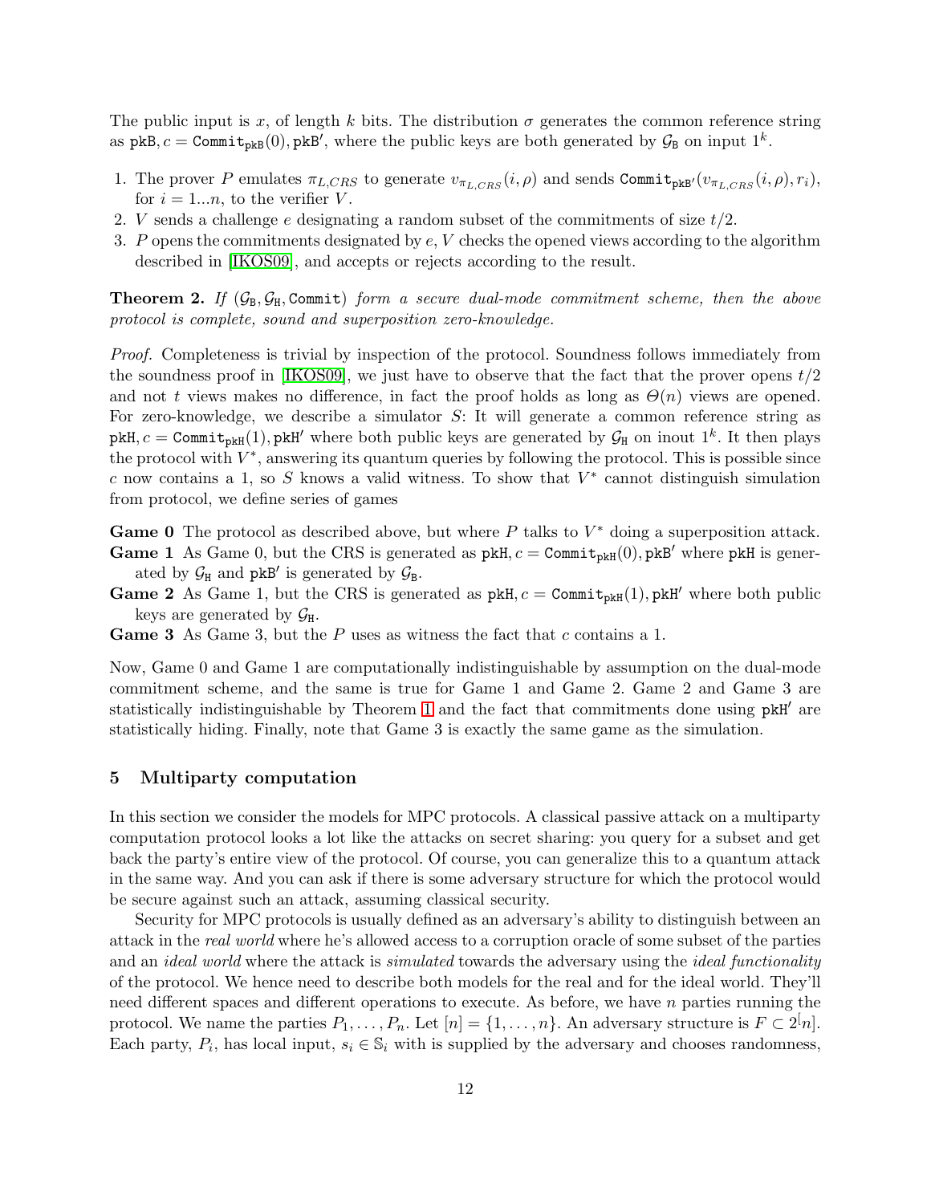The public input is $x$, of length $k$ bits. The distribution $\sigma$ generates the common reference string as $\mathtt{pkB}, c = \mathtt{Commit}_{\mathtt{pkB}}(0), \mathtt{pkB}'$, where the public keys are both generated by $\mathcal{G}_{\mathtt{B}}$ on input $1^k$.

1. The prover $P$ emulates $\pi_{L,CRS}$ to generate $v_{\pi_{L,CRS}}(i,\rho)$ and sends $\mathtt{Commit}_{\mathtt{pkB}'}(v_{\pi_{L,CRS}}(i,\rho), r_i)$, for $i = 1...n$, to the verifier $V$.
2. $V$ sends a challenge $e$ designating a random subset of the commitments of size $t/2$.
3. $P$ opens the commitments designated by $e$, $V$ checks the opened views according to the algorithm described in [IKOS09], and accepts or rejects according to the result.

**Theorem 2.** *If $(\mathcal{G}_{\mathtt{B}}, \mathcal{G}_{\mathtt{H}}, \mathtt{Commit})$ form a secure dual-mode commitment scheme, then the above protocol is complete, sound and superposition zero-knowledge.*

*Proof.* Completeness is trivial by inspection of the protocol. Soundness follows immediately from the soundness proof in [IKOS09], we just have to observe that the fact that the prover opens $t/2$ and not $t$ views makes no difference, in fact the proof holds as long as $\Theta(n)$ views are opened. For zero-knowledge, we describe a simulator $S$: It will generate a common reference string as $\mathtt{pkH}, c = \mathtt{Commit}_{\mathtt{pkH}}(1), \mathtt{pkH}'$ where both public keys are generated by $\mathcal{G}_{\mathtt{H}}$ on inout $1^k$. It then plays the protocol with $V^*$, answering its quantum queries by following the protocol. This is possible since $c$ now contains a 1, so $S$ knows a valid witness. To show that $V^*$ cannot distinguish simulation from protocol, we define series of games

**Game 0** The protocol as described above, but where $P$ talks to $V^*$ doing a superposition attack.
**Game 1** As Game 0, but the CRS is generated as $\mathtt{pkH}, c = \mathtt{Commit}_{\mathtt{pkH}}(0), \mathtt{pkB}'$ where $\mathtt{pkH}$ is generated by $\mathcal{G}_{\mathtt{H}}$ and $\mathtt{pkB}'$ is generated by $\mathcal{G}_{\mathtt{B}}$.
**Game 2** As Game 1, but the CRS is generated as $\mathtt{pkH}, c = \mathtt{Commit}_{\mathtt{pkH}}(1), \mathtt{pkH}'$ where both public keys are generated by $\mathcal{G}_{\mathtt{H}}$.
**Game 3** As Game 3, but the $P$ uses as witness the fact that $c$ contains a 1.

Now, Game 0 and Game 1 are computationally indistinguishable by assumption on the dual-mode commitment scheme, and the same is true for Game 1 and Game 2. Game 2 and Game 3 are statistically indistinguishable by Theorem 1 and the fact that commitments done using $\mathtt{pkH}'$ are statistically hiding. Finally, note that Game 3 is exactly the same game as the simulation.

## 5 Multiparty computation

In this section we consider the models for MPC protocols. A classical passive attack on a multiparty computation protocol looks a lot like the attacks on secret sharing: you query for a subset and get back the party's entire view of the protocol. Of course, you can generalize this to a quantum attack in the same way. And you can ask if there is some adversary structure for which the protocol would be secure against such an attack, assuming classical security.

Security for MPC protocols is usually defined as an adversary's ability to distinguish between an attack in the *real world* where he's allowed access to a corruption oracle of some subset of the parties and an *ideal world* where the attack is *simulated* towards the adversary using the *ideal functionality* of the protocol. We hence need to describe both models for the real and for the ideal world. They'll need different spaces and different operations to execute. As before, we have $n$ parties running the protocol. We name the parties $P_1, \ldots, P_n$. Let $[n] = \{1, \ldots, n\}$. An adversary structure is $F \subset 2^{[}n]$. Each party, $P_i$, has local input, $s_i \in \mathbb{S}_i$ with is supplied by the adversary and chooses randomness,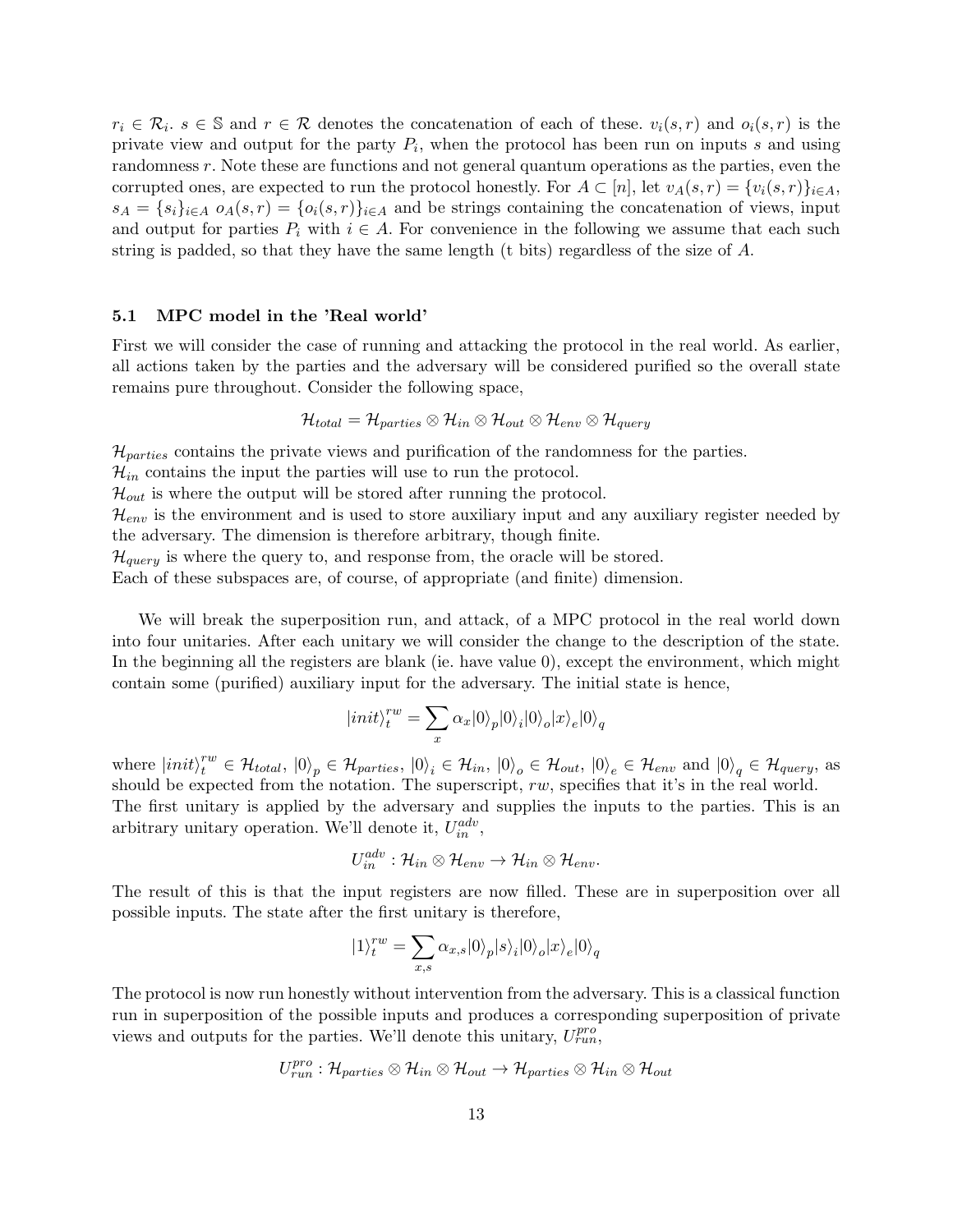$r_i \in \mathcal{R}_i$. $s \in \mathbb{S}$ and $r \in \mathcal{R}$ denotes the concatenation of each of these. $v_i(s, r)$ and $o_i(s, r)$ is the private view and output for the party $P_i$, when the protocol has been run on inputs $s$ and using randomness $r$. Note these are functions and not general quantum operations as the parties, even the corrupted ones, are expected to run the protocol honestly. For $A \subset [n]$, let $v_A(s, r) = \{v_i(s, r)\}_{i \in A}$, $s_A = \{s_i\}_{i \in A}$ $o_A(s, r) = \{o_i(s, r)\}_{i \in A}$ and be strings containing the concatenation of views, input and output for parties $P_i$ with $i \in A$. For convenience in the following we assume that each such string is padded, so that they have the same length (t bits) regardless of the size of $A$.

### 5.1 MPC model in the 'Real world'

First we will consider the case of running and attacking the protocol in the real world. As earlier, all actions taken by the parties and the adversary will be considered purified so the overall state remains pure throughout. Consider the following space,

$$\mathcal{H}_{total} = \mathcal{H}_{parties} \otimes \mathcal{H}_{in} \otimes \mathcal{H}_{out} \otimes \mathcal{H}_{env} \otimes \mathcal{H}_{query}$$

$\mathcal{H}_{parties}$ contains the private views and purification of the randomness for the parties.
$\mathcal{H}_{in}$ contains the input the parties will use to run the protocol.
$\mathcal{H}_{out}$ is where the output will be stored after running the protocol.
$\mathcal{H}_{env}$ is the environment and is used to store auxiliary input and any auxiliary register needed by the adversary. The dimension is therefore arbitrary, though finite.
$\mathcal{H}_{query}$ is where the query to, and response from, the oracle will be stored.
Each of these subspaces are, of course, of appropriate (and finite) dimension.

We will break the superposition run, and attack, of a MPC protocol in the real world down into four unitaries. After each unitary we will consider the change to the description of the state. In the beginning all the registers are blank (ie. have value 0), except the environment, which might contain some (purified) auxiliary input for the adversary. The initial state is hence,

$$|init\rangle_t^{rw} = \sum_x \alpha_x |0\rangle_p |0\rangle_i |0\rangle_o |x\rangle_e |0\rangle_q$$

where $|init\rangle_t^{rw} \in \mathcal{H}_{total}$, $|0\rangle_p \in \mathcal{H}_{parties}$, $|0\rangle_i \in \mathcal{H}_{in}$, $|0\rangle_o \in \mathcal{H}_{out}$, $|0\rangle_e \in \mathcal{H}_{env}$ and $|0\rangle_q \in \mathcal{H}_{query}$, as should be expected from the notation. The superscript, $rw$, specifies that it's in the real world.
The first unitary is applied by the adversary and supplies the inputs to the parties. This is an arbitrary unitary operation. We'll denote it, $U_{in}^{adv}$,

$$U_{in}^{adv} : \mathcal{H}_{in} \otimes \mathcal{H}_{env} \to \mathcal{H}_{in} \otimes \mathcal{H}_{env}.$$

The result of this is that the input registers are now filled. These are in superposition over all possible inputs. The state after the first unitary is therefore,

$$|1\rangle_t^{rw} = \sum_{x,s} \alpha_{x,s} |0\rangle_p |s\rangle_i |0\rangle_o |x\rangle_e |0\rangle_q$$

The protocol is now run honestly without intervention from the adversary. This is a classical function run in superposition of the possible inputs and produces a corresponding superposition of private views and outputs for the parties. We'll denote this unitary, $U_{run}^{pro}$,

$$U_{run}^{pro} : \mathcal{H}_{parties} \otimes \mathcal{H}_{in} \otimes \mathcal{H}_{out} \to \mathcal{H}_{parties} \otimes \mathcal{H}_{in} \otimes \mathcal{H}_{out}$$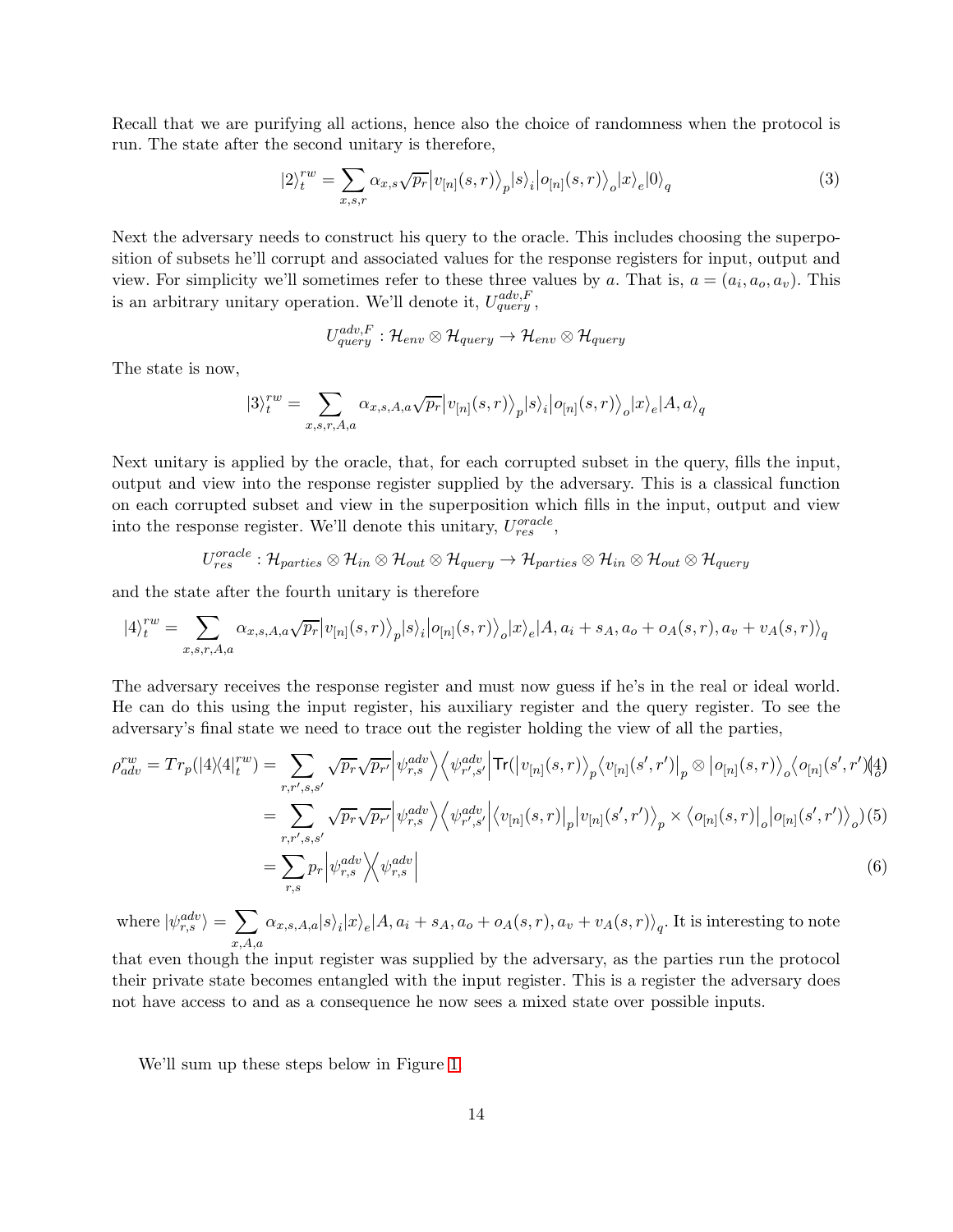Recall that we are purifying all actions, hence also the choice of randomness when the protocol is run. The state after the second unitary is therefore,

$$|2\rangle_t^{rw} = \sum_{x,s,r} \alpha_{x,s}\sqrt{p_r}\big|v_{[n]}(s,r)\big\rangle_p |s\rangle_i \big|o_{[n]}(s,r)\big\rangle_o |x\rangle_e |0\rangle_q \tag{3}$$

Next the adversary needs to construct his query to the oracle. This includes choosing the superposition of subsets he'll corrupt and associated values for the response registers for input, output and view. For simplicity we'll sometimes refer to these three values by $a$. That is, $a = (a_i, a_o, a_v)$. This is an arbitrary unitary operation. We'll denote it, $U_{query}^{adv,F}$,

$$U_{query}^{adv,F} : \mathcal{H}_{env} \otimes \mathcal{H}_{query} \rightarrow \mathcal{H}_{env} \otimes \mathcal{H}_{query}$$

The state is now,

$$|3\rangle_t^{rw} = \sum_{x,s,r,A,a} \alpha_{x,s,A,a}\sqrt{p_r}\big|v_{[n]}(s,r)\big\rangle_p |s\rangle_i \big|o_{[n]}(s,r)\big\rangle_o |x\rangle_e |A,a\rangle_q$$

Next unitary is applied by the oracle, that, for each corrupted subset in the query, fills the input, output and view into the response register supplied by the adversary. This is a classical function on each corrupted subset and view in the superposition which fills in the input, output and view into the response register. We'll denote this unitary, $U_{res}^{oracle}$,

$$U_{res}^{oracle} : \mathcal{H}_{parties} \otimes \mathcal{H}_{in} \otimes \mathcal{H}_{out} \otimes \mathcal{H}_{query} \rightarrow \mathcal{H}_{parties} \otimes \mathcal{H}_{in} \otimes \mathcal{H}_{out} \otimes \mathcal{H}_{query}$$

and the state after the fourth unitary is therefore

$$|4\rangle_t^{rw} = \sum_{x,s,r,A,a} \alpha_{x,s,A,a}\sqrt{p_r}\big|v_{[n]}(s,r)\big\rangle_p |s\rangle_i \big|o_{[n]}(s,r)\big\rangle_o |x\rangle_e \big|A, a_i + s_A, a_o + o_A(s,r), a_v + v_A(s,r)\big\rangle_q$$

The adversary receives the response register and must now guess if he's in the real or ideal world. He can do this using the input register, his auxiliary register and the query register. To see the adversary's final state we need to trace out the register holding the view of all the parties,

$$\begin{aligned}
\rho_{adv}^{rw} = Tr_p(|4\rangle\langle 4|_t^{rw}) &= \sum_{r,r',s,s'} \sqrt{p_r}\sqrt{p_{r'}}\Big|\psi_{r,s}^{adv}\Big\rangle\Big\langle\psi_{r',s'}^{adv}\Big| \mathsf{Tr}\big(\big|v_{[n]}(s,r)\big\rangle_p\big\langle v_{[n]}(s',r')\big|_p \otimes \big|o_{[n]}(s,r)\big\rangle_o\big\langle o_{[n]}(s',r')\big|_o\big) &(4)\\
&= \sum_{r,r',s,s'} \sqrt{p_r}\sqrt{p_{r'}}\Big|\psi_{r,s}^{adv}\Big\rangle\Big\langle\psi_{r',s'}^{adv}\Big| \big(\big\langle v_{[n]}(s,r)\big|_p \big|v_{[n]}(s',r')\big\rangle_p \times \big\langle o_{[n]}(s,r)\big|_o \big|o_{[n]}(s',r')\big\rangle_o\big) &(5)\\
&= \sum_{r,s} p_r \Big|\psi_{r,s}^{adv}\Big\rangle\Big\langle\psi_{r,s}^{adv}\Big| &(6)
\end{aligned}$$

where $|\psi_{r,s}^{adv}\rangle = \sum_{x,A,a} \alpha_{x,s,A,a}|s\rangle_i |x\rangle_e \big|A, a_i + s_A, a_o + o_A(s,r), a_v + v_A(s,r)\big\rangle_q$. It is interesting to note that even though the input register was supplied by the adversary, as the parties run the protocol their private state becomes entangled with the input register. This is a register the adversary does not have access to and as a consequence he now sees a mixed state over possible inputs.

We'll sum up these steps below in Figure 1.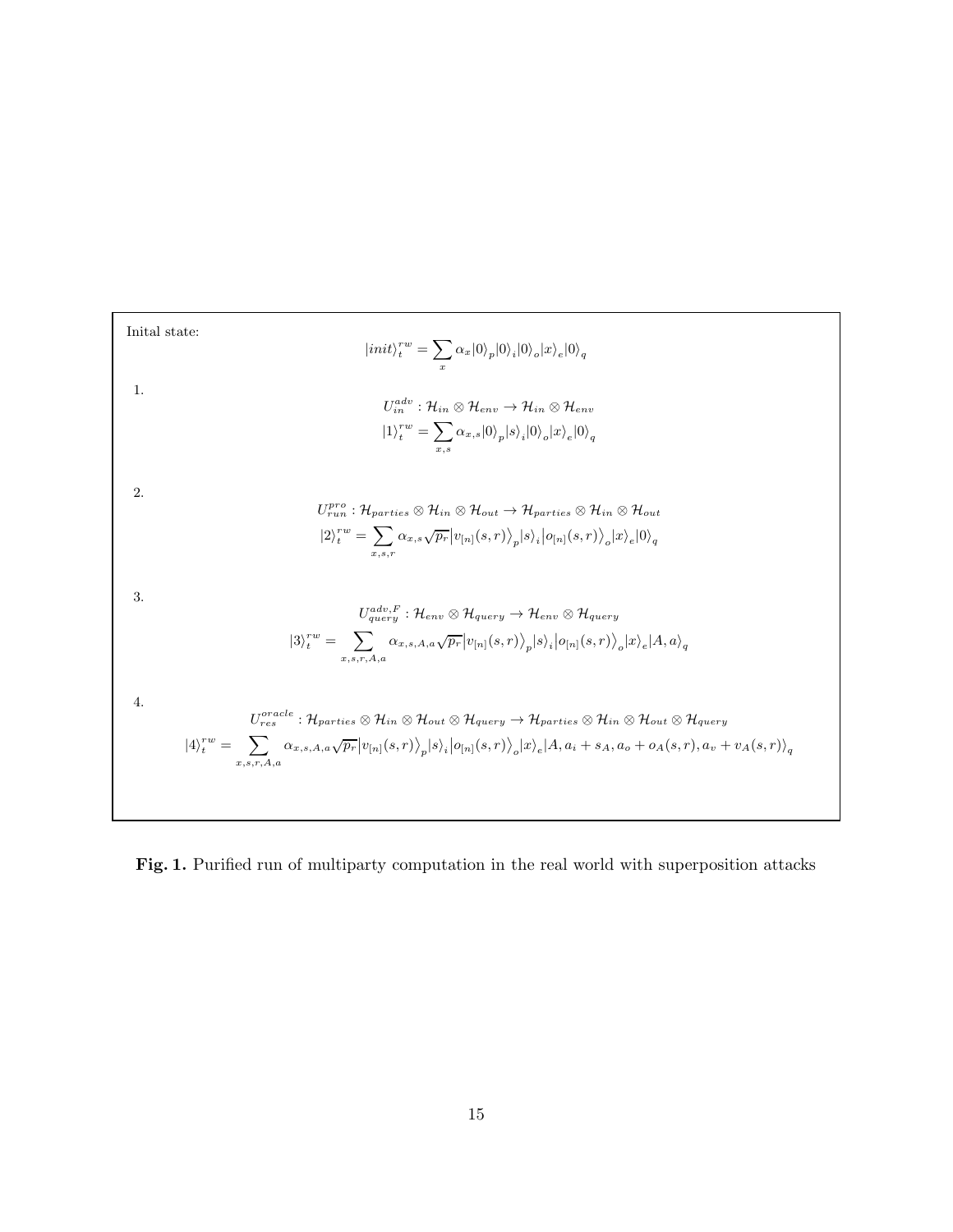Inital state:

$$|init\rangle_t^{rw} = \sum_x \alpha_x |0\rangle_p |0\rangle_i |0\rangle_o |x\rangle_e |0\rangle_q$$

1.

$$U_{in}^{adv} : \mathcal{H}_{in} \otimes \mathcal{H}_{env} \rightarrow \mathcal{H}_{in} \otimes \mathcal{H}_{env}$$

$$|1\rangle_t^{rw} = \sum_{x,s} \alpha_{x,s} |0\rangle_p |s\rangle_i |0\rangle_o |x\rangle_e |0\rangle_q$$

2.

$$U_{run}^{pro} : \mathcal{H}_{parties} \otimes \mathcal{H}_{in} \otimes \mathcal{H}_{out} \rightarrow \mathcal{H}_{parties} \otimes \mathcal{H}_{in} \otimes \mathcal{H}_{out}$$

$$|2\rangle_t^{rw} = \sum_{x,s,r} \alpha_{x,s} \sqrt{p_r} \big|v_{[n]}(s,r)\big\rangle_p |s\rangle_i \big|o_{[n]}(s,r)\big\rangle_o |x\rangle_e |0\rangle_q$$

3.

$$U_{query}^{adv,F} : \mathcal{H}_{env} \otimes \mathcal{H}_{query} \rightarrow \mathcal{H}_{env} \otimes \mathcal{H}_{query}$$

$$|3\rangle_t^{rw} = \sum_{x,s,r,A,a} \alpha_{x,s,A,a} \sqrt{p_r} \big|v_{[n]}(s,r)\big\rangle_p |s\rangle_i \big|o_{[n]}(s,r)\big\rangle_o |x\rangle_e |A,a\rangle_q$$

4.

$$U_{res}^{oracle} : \mathcal{H}_{parties} \otimes \mathcal{H}_{in} \otimes \mathcal{H}_{out} \otimes \mathcal{H}_{query} \rightarrow \mathcal{H}_{parties} \otimes \mathcal{H}_{in} \otimes \mathcal{H}_{out} \otimes \mathcal{H}_{query}$$

$$|4\rangle_t^{rw} = \sum_{x,s,r,A,a} \alpha_{x,s,A,a} \sqrt{p_r} \big|v_{[n]}(s,r)\big\rangle_p |s\rangle_i \big|o_{[n]}(s,r)\big\rangle_o |x\rangle_e \big|A, a_i + s_A, a_o + o_A(s,r), a_v + v_A(s,r)\big\rangle_q$$

**Fig. 1.** Purified run of multiparty computation in the real world with superposition attacks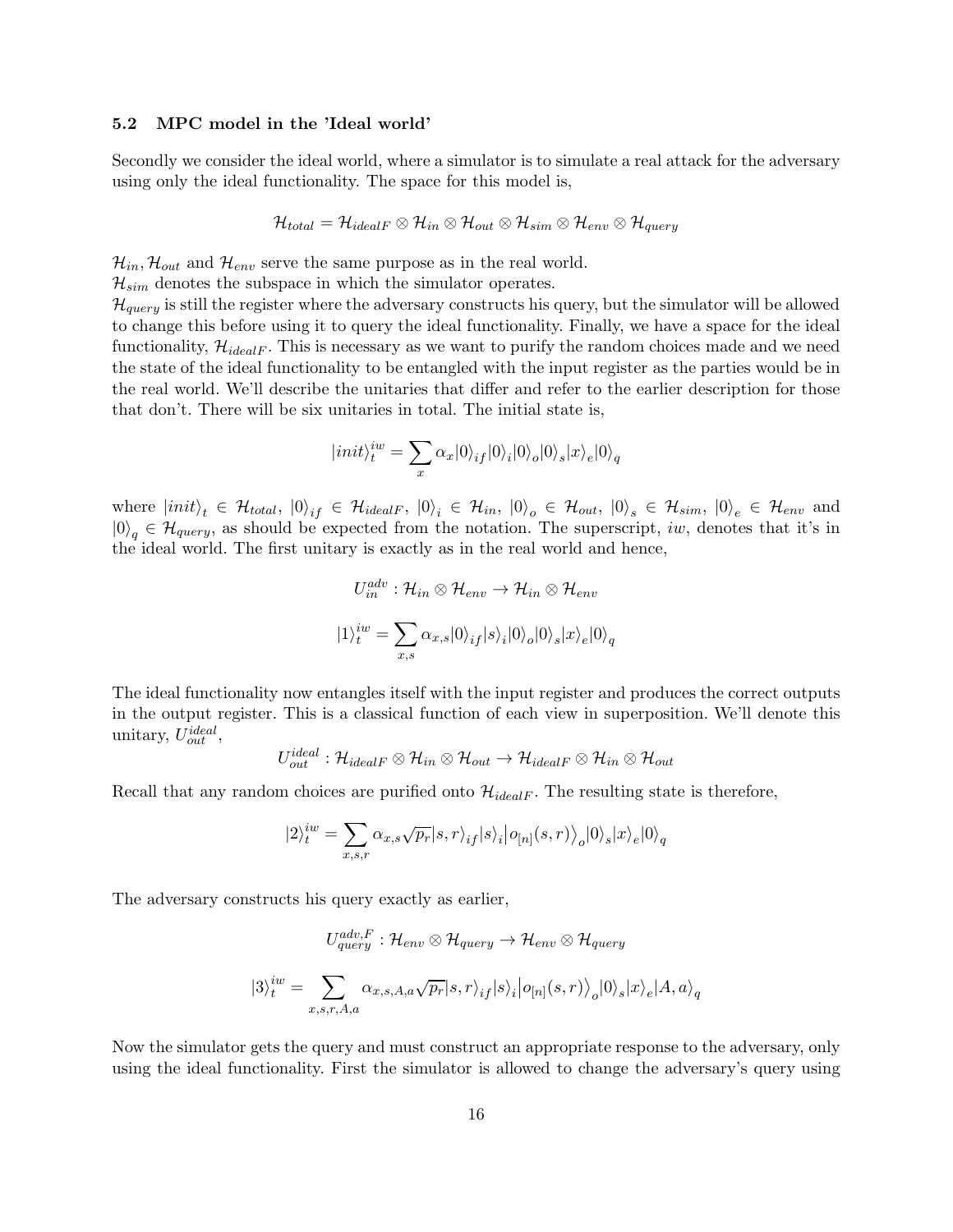### 5.2 MPC model in the 'Ideal world'

Secondly we consider the ideal world, where a simulator is to simulate a real attack for the adversary using only the ideal functionality. The space for this model is,

$$\mathcal{H}_{total} = \mathcal{H}_{idealF} \otimes \mathcal{H}_{in} \otimes \mathcal{H}_{out} \otimes \mathcal{H}_{sim} \otimes \mathcal{H}_{env} \otimes \mathcal{H}_{query}$$

$\mathcal{H}_{in}, \mathcal{H}_{out}$ and $\mathcal{H}_{env}$ serve the same purpose as in the real world.
$\mathcal{H}_{sim}$ denotes the subspace in which the simulator operates.
$\mathcal{H}_{query}$ is still the register where the adversary constructs his query, but the simulator will be allowed to change this before using it to query the ideal functionality. Finally, we have a space for the ideal functionality, $\mathcal{H}_{idealF}$. This is necessary as we want to purify the random choices made and we need the state of the ideal functionality to be entangled with the input register as the parties would be in the real world. We'll describe the unitaries that differ and refer to the earlier description for those that don't. There will be six unitaries in total. The initial state is,

$$|init\rangle_t^{iw} = \sum_x \alpha_x |0\rangle_{if} |0\rangle_i |0\rangle_o |0\rangle_s |x\rangle_e |0\rangle_q$$

where $|init\rangle_t \in \mathcal{H}_{total}$, $|0\rangle_{if} \in \mathcal{H}_{idealF}$, $|0\rangle_i \in \mathcal{H}_{in}$, $|0\rangle_o \in \mathcal{H}_{out}$, $|0\rangle_s \in \mathcal{H}_{sim}$, $|0\rangle_e \in \mathcal{H}_{env}$ and $|0\rangle_q \in \mathcal{H}_{query}$, as should be expected from the notation. The superscript, $iw$, denotes that it's in the ideal world. The first unitary is exactly as in the real world and hence,

$$U_{in}^{adv} : \mathcal{H}_{in} \otimes \mathcal{H}_{env} \rightarrow \mathcal{H}_{in} \otimes \mathcal{H}_{env}$$

$$|1\rangle_t^{iw} = \sum_{x,s} \alpha_{x,s} |0\rangle_{if} |s\rangle_i |0\rangle_o |0\rangle_s |x\rangle_e |0\rangle_q$$

The ideal functionality now entangles itself with the input register and produces the correct outputs in the output register. This is a classical function of each view in superposition. We'll denote this unitary, $U_{out}^{ideal}$,

$$U_{out}^{ideal} : \mathcal{H}_{idealF} \otimes \mathcal{H}_{in} \otimes \mathcal{H}_{out} \rightarrow \mathcal{H}_{idealF} \otimes \mathcal{H}_{in} \otimes \mathcal{H}_{out}$$

Recall that any random choices are purified onto $\mathcal{H}_{idealF}$. The resulting state is therefore,

$$|2\rangle_t^{iw} = \sum_{x,s,r} \alpha_{x,s} \sqrt{p_r} |s,r\rangle_{if} |s\rangle_i \left|o_{[n]}(s,r)\right\rangle_o |0\rangle_s |x\rangle_e |0\rangle_q$$

The adversary constructs his query exactly as earlier,

$$U_{query}^{adv,F} : \mathcal{H}_{env} \otimes \mathcal{H}_{query} \rightarrow \mathcal{H}_{env} \otimes \mathcal{H}_{query}$$

$$|3\rangle_t^{iw} = \sum_{x,s,r,A,a} \alpha_{x,s,A,a} \sqrt{p_r} |s,r\rangle_{if} |s\rangle_i \left|o_{[n]}(s,r)\right\rangle_o |0\rangle_s |x\rangle_e |A,a\rangle_q$$

Now the simulator gets the query and must construct an appropriate response to the adversary, only using the ideal functionality. First the simulator is allowed to change the adversary's query using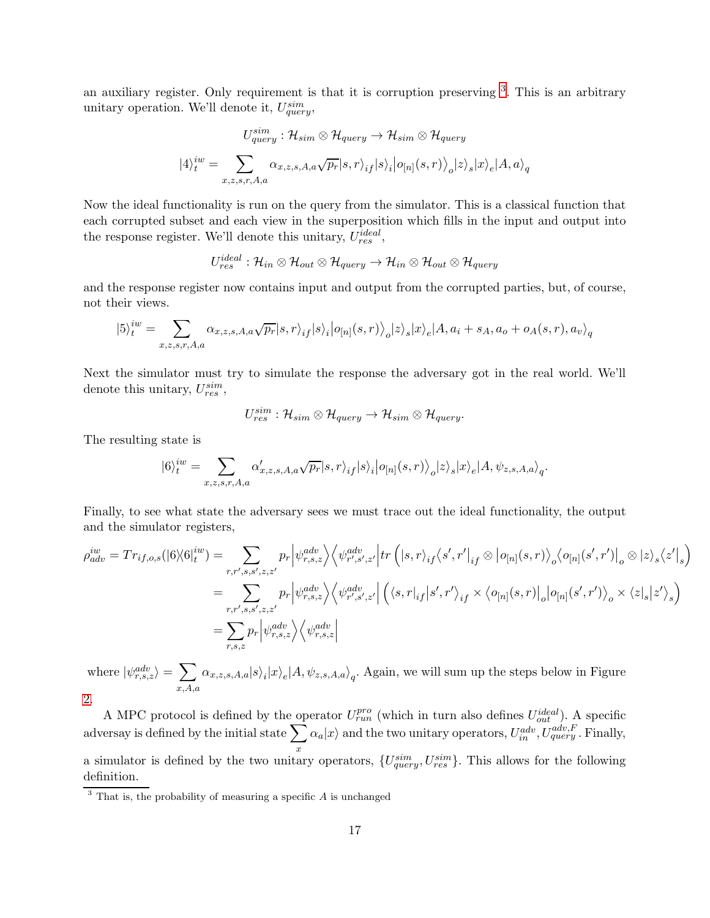an auxiliary register. Only requirement is that it is corruption preserving [3]. This is an arbitrary unitary operation. We'll denote it, $U^{sim}_{query}$,

$$U^{sim}_{query} : \mathcal{H}_{sim} \otimes \mathcal{H}_{query} \to \mathcal{H}_{sim} \otimes \mathcal{H}_{query}$$

$$|4\rangle^{iw}_t = \sum_{x,z,s,r,A,a} \alpha_{x,z,s,A,a} \sqrt{p_r} |s,r\rangle_{if} |s\rangle_i \big|o_{[n]}(s,r)\big\rangle_o |z\rangle_s |x\rangle_e |A,a\rangle_q$$

Now the ideal functionality is run on the query from the simulator. This is a classical function that each corrupted subset and each view in the superposition which fills in the input and output into the response register. We'll denote this unitary, $U^{ideal}_{res}$,

$$U^{ideal}_{res} : \mathcal{H}_{in} \otimes \mathcal{H}_{out} \otimes \mathcal{H}_{query} \to \mathcal{H}_{in} \otimes \mathcal{H}_{out} \otimes \mathcal{H}_{query}$$

and the response register now contains input and output from the corrupted parties, but, of course, not their views.

$$|5\rangle^{iw}_t = \sum_{x,z,s,r,A,a} \alpha_{x,z,s,A,a} \sqrt{p_r} |s,r\rangle_{if} |s\rangle_i \big|o_{[n]}(s,r)\big\rangle_o |z\rangle_s |x\rangle_e |A, a_i + s_A, a_o + o_A(s,r), a_v\rangle_q$$

Next the simulator must try to simulate the response the adversary got in the real world. We'll denote this unitary, $U^{sim}_{res}$,

$$U^{sim}_{res} : \mathcal{H}_{sim} \otimes \mathcal{H}_{query} \to \mathcal{H}_{sim} \otimes \mathcal{H}_{query}.$$

The resulting state is

$$|6\rangle^{iw}_t = \sum_{x,z,s,r,A,a} \alpha'_{x,z,s,A,a} \sqrt{p_r} |s,r\rangle_{if} |s\rangle_i \big|o_{[n]}(s,r)\big\rangle_o |z\rangle_s |x\rangle_e |A, \psi_{z,s,A,a}\rangle_q.$$

Finally, to see what state the adversary sees we must trace out the ideal functionality, the output and the simulator registers,

$$\begin{aligned}
\rho^{iw}_{adv} = Tr_{if,o,s}(|6\rangle\langle 6|^{iw}_t) &= \sum_{r,r',s,s',z,z'} p_r \Big|\psi^{adv}_{r,s,z}\Big\rangle \Big\langle \psi^{adv}_{r',s',z'}\Big| tr\left( |s,r\rangle_{if} \langle s',r'|_{if} \otimes \big|o_{[n]}(s,r)\big\rangle_o \big\langle o_{[n]}(s',r')\big|_o \otimes |z\rangle_s \langle z'|_s \right) \\
&= \sum_{r,r',s,s',z,z'} p_r \Big|\psi^{adv}_{r,s,z}\Big\rangle \Big\langle \psi^{adv}_{r',s',z'}\Big| \left( \langle s,r|_{if} |s',r'\rangle_{if} \times \big\langle o_{[n]}(s,r)\big|_o \big|o_{[n]}(s',r')\big\rangle_o \times \langle z|_s |z'\rangle_s \right) \\
&= \sum_{r,s,z} p_r \Big|\psi^{adv}_{r,s,z}\Big\rangle \Big\langle \psi^{adv}_{r,s,z}\Big|
\end{aligned}$$

where $|\psi^{adv}_{r,s,z}\rangle = \sum_{x,A,a} \alpha_{x,z,s,A,a} |s\rangle_i |x\rangle_e |A, \psi_{z,s,A,a}\rangle_q$. Again, we will sum up the steps below in Figure 2.

A MPC protocol is defined by the operator $U^{pro}_{run}$ (which in turn also defines $U^{ideal}_{out}$). A specific adversay is defined by the initial state $\sum_x \alpha_a |x\rangle$ and the two unitary operators, $U^{adv}_{in}, U^{adv,F}_{query}$. Finally, a simulator is defined by the two unitary operators, $\{U^{sim}_{query}, U^{sim}_{res}\}$. This allows for the following definition.

[3] That is, the probability of measuring a specific $A$ is unchanged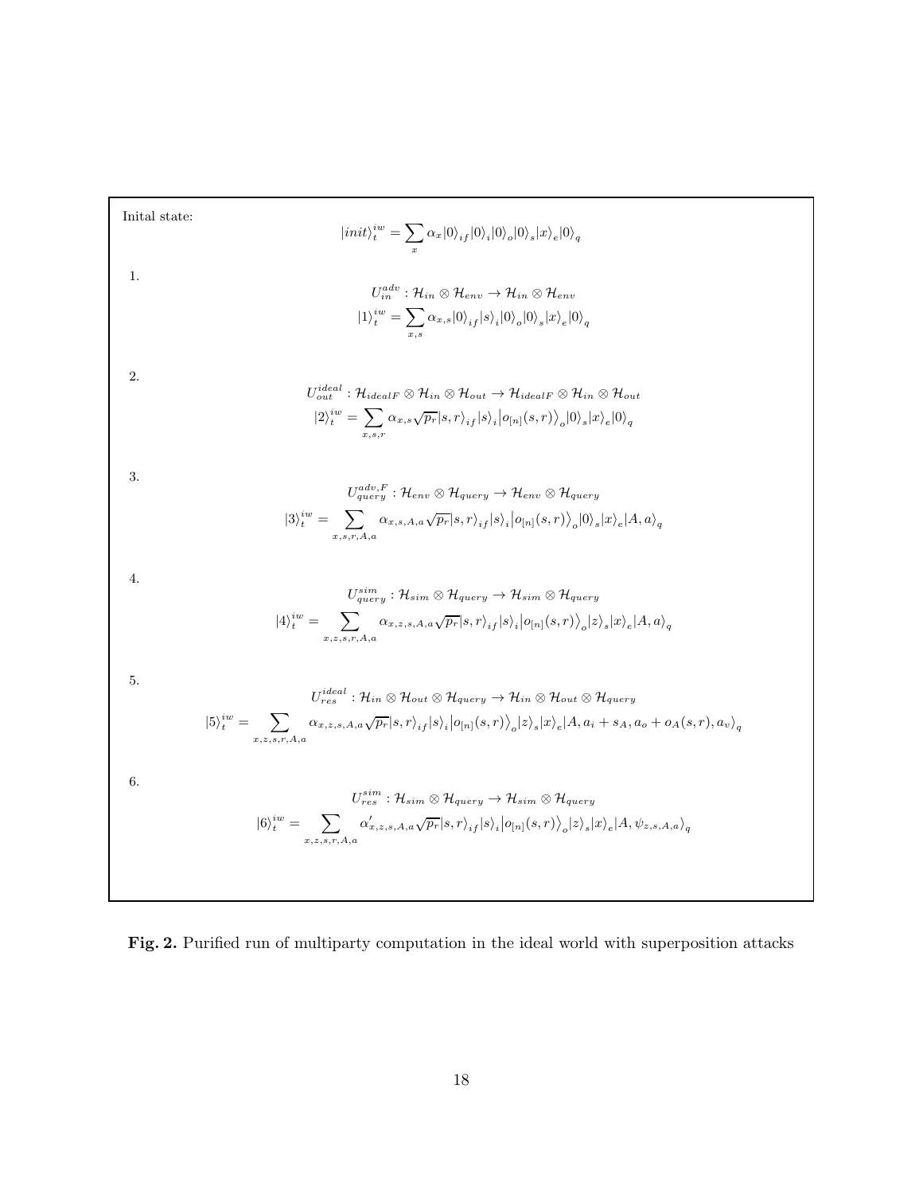Inital state:

$$|init\rangle_t^{iw} = \sum_x \alpha_x |0\rangle_{if} |0\rangle_i |0\rangle_o |0\rangle_s |x\rangle_e |0\rangle_q$$

1.

$$U_{in}^{adv} : \mathcal{H}_{in} \otimes \mathcal{H}_{env} \rightarrow \mathcal{H}_{in} \otimes \mathcal{H}_{env}$$

$$|1\rangle_t^{iw} = \sum_{x,s} \alpha_{x,s} |0\rangle_{if} |s\rangle_i |0\rangle_o |0\rangle_s |x\rangle_e |0\rangle_q$$

2.

$$U_{out}^{ideal} : \mathcal{H}_{idealF} \otimes \mathcal{H}_{in} \otimes \mathcal{H}_{out} \rightarrow \mathcal{H}_{idealF} \otimes \mathcal{H}_{in} \otimes \mathcal{H}_{out}$$

$$|2\rangle_t^{iw} = \sum_{x,s,r} \alpha_{x,s} \sqrt{p_r} |s, r\rangle_{if} |s\rangle_i \big|o_{[n]}(s, r)\big\rangle_o |0\rangle_s |x\rangle_e |0\rangle_q$$

3.

$$U_{query}^{adv,F} : \mathcal{H}_{env} \otimes \mathcal{H}_{query} \rightarrow \mathcal{H}_{env} \otimes \mathcal{H}_{query}$$

$$|3\rangle_t^{iw} = \sum_{x,s,r,A,a} \alpha_{x,s,A,a} \sqrt{p_r} |s, r\rangle_{if} |s\rangle_i \big|o_{[n]}(s, r)\big\rangle_o |0\rangle_s |x\rangle_e |A, a\rangle_q$$

4.

$$U_{query}^{sim} : \mathcal{H}_{sim} \otimes \mathcal{H}_{query} \rightarrow \mathcal{H}_{sim} \otimes \mathcal{H}_{query}$$

$$|4\rangle_t^{iw} = \sum_{x,z,s,r,A,a} \alpha_{x,z,s,A,a} \sqrt{p_r} |s, r\rangle_{if} |s\rangle_i \big|o_{[n]}(s, r)\big\rangle_o |z\rangle_s |x\rangle_e |A, a\rangle_q$$

5.

$$U_{res}^{ideal} : \mathcal{H}_{in} \otimes \mathcal{H}_{out} \otimes \mathcal{H}_{query} \rightarrow \mathcal{H}_{in} \otimes \mathcal{H}_{out} \otimes \mathcal{H}_{query}$$

$$|5\rangle_t^{iw} = \sum_{x,z,s,r,A,a} \alpha_{x,z,s,A,a} \sqrt{p_r} |s, r\rangle_{if} |s\rangle_i \big|o_{[n]}(s, r)\big\rangle_o |z\rangle_s |x\rangle_e |A, a_i + s_A, a_o + o_A(s, r), a_v\rangle_q$$

6.

$$U_{res}^{sim} : \mathcal{H}_{sim} \otimes \mathcal{H}_{query} \rightarrow \mathcal{H}_{sim} \otimes \mathcal{H}_{query}$$

$$|6\rangle_t^{iw} = \sum_{x,z,s,r,A,a} \alpha'_{x,z,s,A,a} \sqrt{p_r} |s, r\rangle_{if} |s\rangle_i \big|o_{[n]}(s, r)\big\rangle_o |z\rangle_s |x\rangle_e |A, \psi_{z,s,A,a}\rangle_q$$

**Fig. 2.** Purified run of multiparty computation in the ideal world with superposition attacks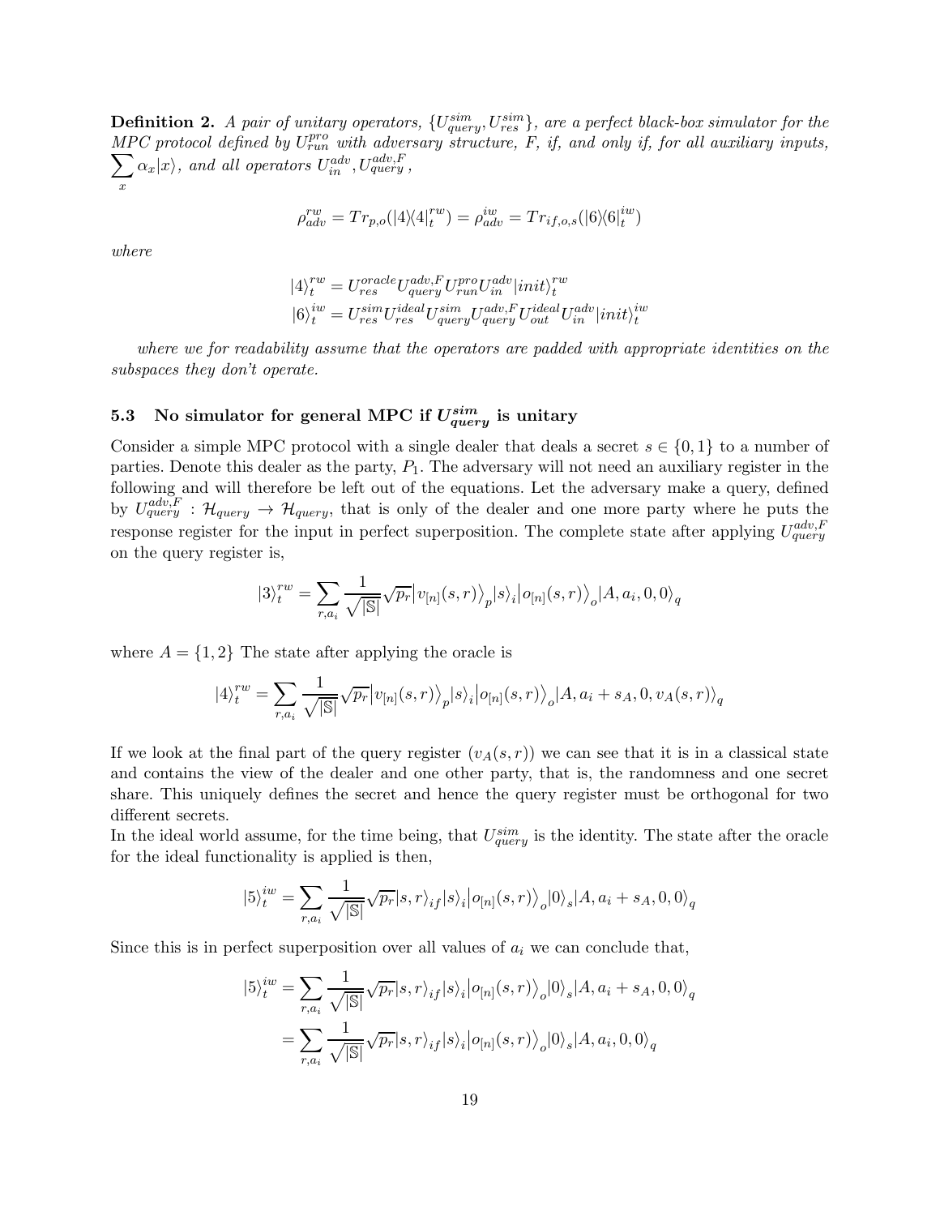**Definition 2.** *A pair of unitary operators, $\{U^{sim}_{query}, U^{sim}_{res}\}$, are a perfect black-box simulator for the MPC protocol defined by $U^{pro}_{run}$ with adversary structure, F, if, and only if, for all auxiliary inputs, $\sum_x \alpha_x |x\rangle$, and all operators $U^{adv}_{in}, U^{adv,F}_{query}$,*

$$\rho^{rw}_{adv} = Tr_{p,o}(|4\rangle\langle 4|^{rw}_t) = \rho^{iw}_{adv} = Tr_{if,o,s}(|6\rangle\langle 6|^{iw}_t)$$

*where*

$$|4\rangle^{rw}_t = U^{oracle}_{res} U^{adv,F}_{query} U^{pro}_{run} U^{adv}_{in} |init\rangle^{rw}_t$$
$$|6\rangle^{iw}_t = U^{sim}_{res} U^{ideal}_{res} U^{sim}_{query} U^{adv,F}_{query} U^{ideal}_{out} U^{adv}_{in} |init\rangle^{iw}_t$$

*where we for readability assume that the operators are padded with appropriate identities on the subspaces they don't operate.*

### 5.3 No simulator for general MPC if $U^{sim}_{query}$ is unitary

Consider a simple MPC protocol with a single dealer that deals a secret $s \in \{0,1\}$ to a number of parties. Denote this dealer as the party, $P_1$. The adversary will not need an auxiliary register in the following and will therefore be left out of the equations. Let the adversary make a query, defined by $U^{adv,F}_{query} : \mathcal{H}_{query} \to \mathcal{H}_{query}$, that is only of the dealer and one more party where he puts the response register for the input in perfect superposition. The complete state after applying $U^{adv,F}_{query}$ on the query register is,

$$|3\rangle^{rw}_t = \sum_{r,a_i} \frac{1}{\sqrt{|\mathbb{S}|}} \sqrt{p_r} \left|v_{[n]}(s,r)\right\rangle_p |s\rangle_i \left|o_{[n]}(s,r)\right\rangle_o |A, a_i, 0, 0\rangle_q$$

where $A = \{1,2\}$ The state after applying the oracle is

$$|4\rangle^{rw}_t = \sum_{r,a_i} \frac{1}{\sqrt{|\mathbb{S}|}} \sqrt{p_r} \left|v_{[n]}(s,r)\right\rangle_p |s\rangle_i \left|o_{[n]}(s,r)\right\rangle_o |A, a_i + s_A, 0, v_A(s,r)\rangle_q$$

If we look at the final part of the query register ($v_A(s,r)$) we can see that it is in a classical state and contains the view of the dealer and one other party, that is, the randomness and one secret share. This uniquely defines the secret and hence the query register must be orthogonal for two different secrets.
In the ideal world assume, for the time being, that $U^{sim}_{query}$ is the identity. The state after the oracle for the ideal functionality is applied is then,

$$|5\rangle^{iw}_t = \sum_{r,a_i} \frac{1}{\sqrt{|\mathbb{S}|}} \sqrt{p_r} |s,r\rangle_{if} |s\rangle_i \left|o_{[n]}(s,r)\right\rangle_o |0\rangle_s |A, a_i + s_A, 0, 0\rangle_q$$

Since this is in perfect superposition over all values of $a_i$ we can conclude that,

$$\begin{aligned}
|5\rangle^{iw}_t &= \sum_{r,a_i} \frac{1}{\sqrt{|\mathbb{S}|}} \sqrt{p_r} |s,r\rangle_{if} |s\rangle_i \left|o_{[n]}(s,r)\right\rangle_o |0\rangle_s |A, a_i + s_A, 0, 0\rangle_q \\
&= \sum_{r,a_i} \frac{1}{\sqrt{|\mathbb{S}|}} \sqrt{p_r} |s,r\rangle_{if} |s\rangle_i \left|o_{[n]}(s,r)\right\rangle_o |0\rangle_s |A, a_i, 0, 0\rangle_q
\end{aligned}$$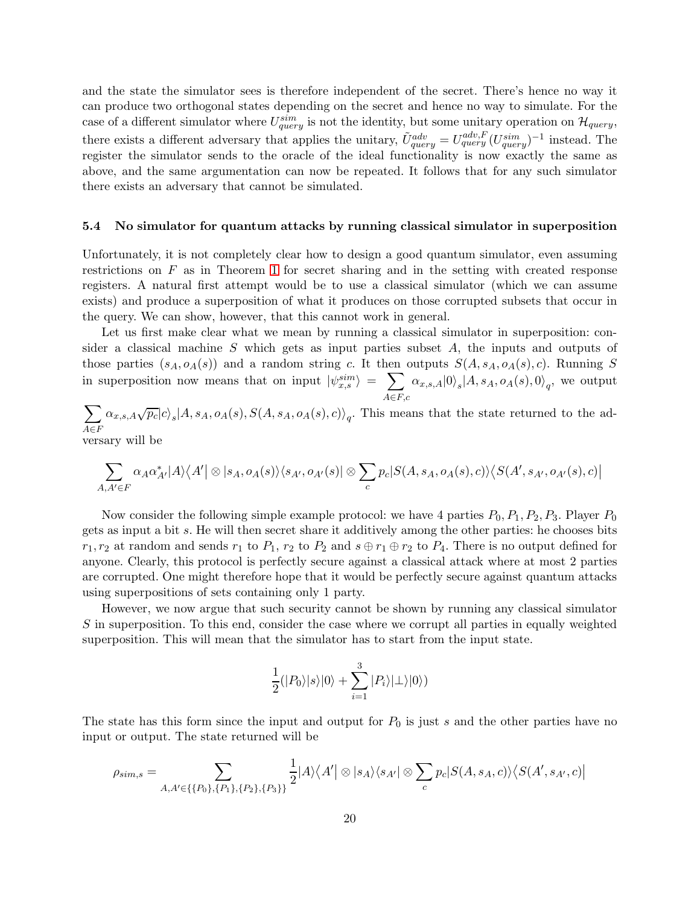and the state the simulator sees is therefore independent of the secret. There's hence no way it can produce two orthogonal states depending on the secret and hence no way to simulate. For the case of a different simulator where $U^{sim}_{query}$ is not the identity, but some unitary operation on $\mathcal{H}_{query}$, there exists a different adversary that applies the unitary, $\tilde{U}^{adv}_{query} = U^{adv,F}_{query}(U^{sim}_{query})^{-1}$ instead. The register the simulator sends to the oracle of the ideal functionality is now exactly the same as above, and the same argumentation can now be repeated. It follows that for any such simulator there exists an adversary that cannot be simulated.

### 5.4 No simulator for quantum attacks by running classical simulator in superposition

Unfortunately, it is not completely clear how to design a good quantum simulator, even assuming restrictions on $F$ as in Theorem 1 for secret sharing and in the setting with created response registers. A natural first attempt would be to use a classical simulator (which we can assume exists) and produce a superposition of what it produces on those corrupted subsets that occur in the query. We can show, however, that this cannot work in general.

Let us first make clear what we mean by running a classical simulator in superposition: consider a classical machine $S$ which gets as input parties subset $A$, the inputs and outputs of those parties $(s_A, o_A(s))$ and a random string $c$. It then outputs $S(A, s_A, o_A(s), c)$. Running $S$ in superposition now means that on input $|\psi^{sim}_{x,s}\rangle = \sum_{A\in F,c} \alpha_{x,s,A}|0\rangle_s|A, s_A, o_A(s), 0\rangle_q$, we output $\sum_{A\in F} \alpha_{x,s,A}\sqrt{p_c}|c\rangle_s|A, s_A, o_A(s), S(A, s_A, o_A(s), c)\rangle_q$. This means that the state returned to the adversary will be

$$\sum_{A,A'\in F} \alpha_A\alpha^*_{A'}|A\rangle\langle A'| \otimes |s_A, o_A(s)\rangle\langle s_{A'}, o_{A'}(s)| \otimes \sum_c p_c|S(A, s_A, o_A(s), c)\rangle\langle S(A', s_{A'}, o_{A'}(s), c)|$$

Now consider the following simple example protocol: we have 4 parties $P_0, P_1, P_2, P_3$. Player $P_0$ gets as input a bit $s$. He will then secret share it additively among the other parties: he chooses bits $r_1, r_2$ at random and sends $r_1$ to $P_1$, $r_2$ to $P_2$ and $s \oplus r_1 \oplus r_2$ to $P_4$. There is no output defined for anyone. Clearly, this protocol is perfectly secure against a classical attack where at most 2 parties are corrupted. One might therefore hope that it would be perfectly secure against quantum attacks using superpositions of sets containing only 1 party.

However, we now argue that such security cannot be shown by running any classical simulator $S$ in superposition. To this end, consider the case where we corrupt all parties in equally weighted superposition. This will mean that the simulator has to start from the input state.

$$\frac{1}{2}(|P_0\rangle|s\rangle|0\rangle + \sum_{i=1}^{3}|P_i\rangle|\bot\rangle|0\rangle)$$

The state has this form since the input and output for $P_0$ is just $s$ and the other parties have no input or output. The state returned will be

$$\rho_{sim,s} = \sum_{A,A'\in\{\{P_0\},\{P_1\},\{P_2\},\{P_3\}\}} \frac{1}{2}|A\rangle\langle A'| \otimes |s_A\rangle\langle s_{A'}| \otimes \sum_c p_c|S(A, s_A, c)\rangle\langle S(A', s_{A'}, c)|$$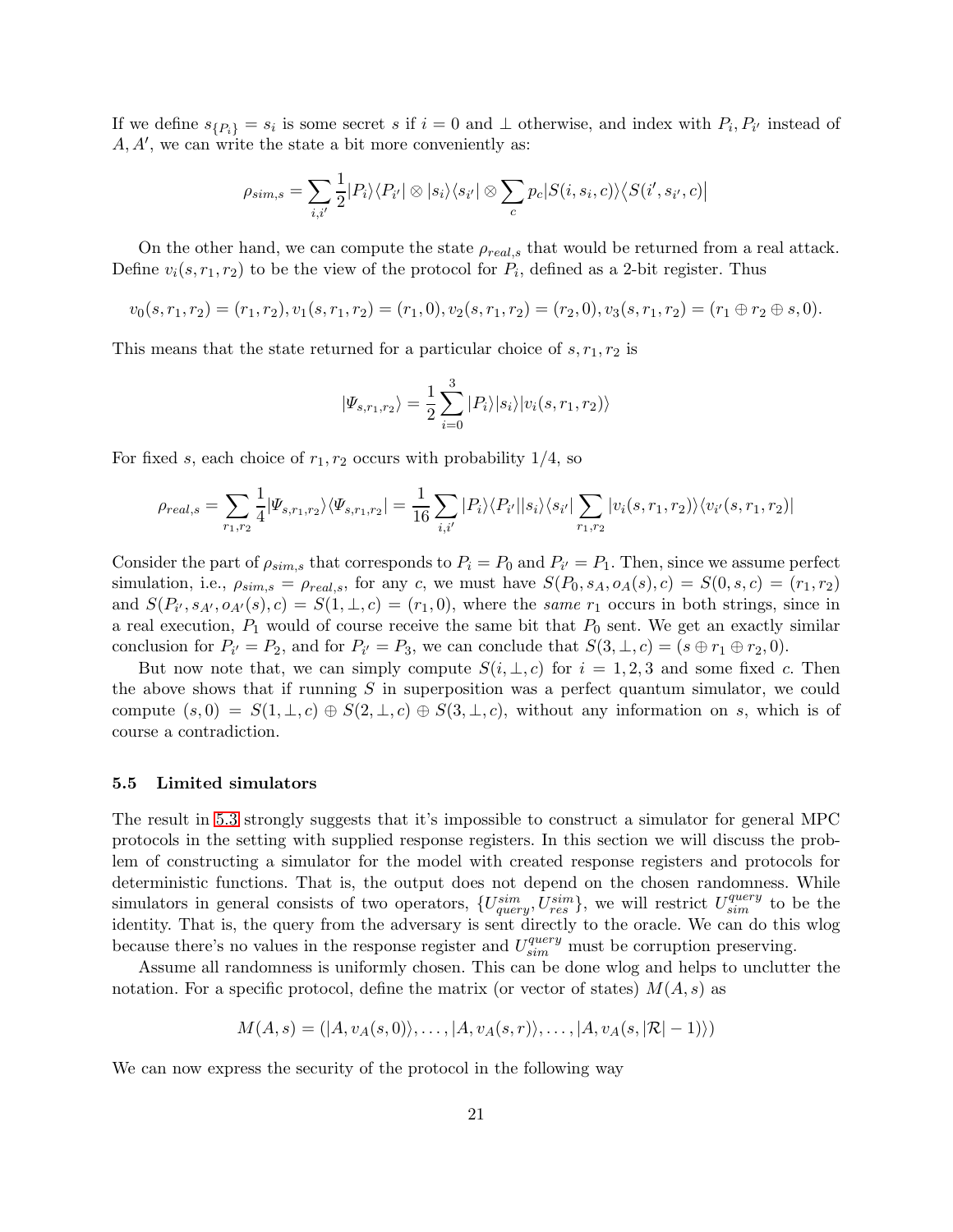If we define $s_{\{P_i\}} = s_i$ is some secret $s$ if $i = 0$ and $\perp$ otherwise, and index with $P_i, P_{i'}$ instead of $A, A'$, we can write the state a bit more conveniently as:

$$\rho_{sim,s} = \sum_{i,i'} \frac{1}{2} |P_i\rangle\langle P_{i'}| \otimes |s_i\rangle\langle s_{i'}| \otimes \sum_c p_c |S(i, s_i, c)\rangle\big\langle S(i', s_{i'}, c)\big|$$

On the other hand, we can compute the state $\rho_{real,s}$ that would be returned from a real attack. Define $v_i(s, r_1, r_2)$ to be the view of the protocol for $P_i$, defined as a 2-bit register. Thus

$$v_0(s, r_1, r_2) = (r_1, r_2), v_1(s, r_1, r_2) = (r_1, 0), v_2(s, r_1, r_2) = (r_2, 0), v_3(s, r_1, r_2) = (r_1 \oplus r_2 \oplus s, 0).$$

This means that the state returned for a particular choice of $s, r_1, r_2$ is

$$|\Psi_{s,r_1,r_2}\rangle = \frac{1}{2} \sum_{i=0}^{3} |P_i\rangle |s_i\rangle |v_i(s, r_1, r_2)\rangle$$

For fixed $s$, each choice of $r_1, r_2$ occurs with probability $1/4$, so

$$\rho_{real,s} = \sum_{r_1,r_2} \frac{1}{4} |\Psi_{s,r_1,r_2}\rangle\langle\Psi_{s,r_1,r_2}| = \frac{1}{16} \sum_{i,i'} |P_i\rangle\langle P_{i'}| |s_i\rangle\langle s_{i'}| \sum_{r_1,r_2} |v_i(s, r_1, r_2)\rangle\langle v_{i'}(s, r_1, r_2)|$$

Consider the part of $\rho_{sim,s}$ that corresponds to $P_i = P_0$ and $P_{i'} = P_1$. Then, since we assume perfect simulation, i.e., $\rho_{sim,s} = \rho_{real,s}$, for any $c$, we must have $S(P_0, s_A, o_A(s), c) = S(0, s, c) = (r_1, r_2)$ and $S(P_{i'}, s_{A'}, o_{A'}(s), c) = S(1, \perp, c) = (r_1, 0)$, where the *same* $r_1$ occurs in both strings, since in a real execution, $P_1$ would of course receive the same bit that $P_0$ sent. We get an exactly similar conclusion for $P_{i'} = P_2$, and for $P_{i'} = P_3$, we can conclude that $S(3, \perp, c) = (s \oplus r_1 \oplus r_2, 0)$.

But now note that, we can simply compute $S(i, \perp, c)$ for $i = 1, 2, 3$ and some fixed $c$. Then the above shows that if running $S$ in superposition was a perfect quantum simulator, we could compute $(s, 0) = S(1, \perp, c) \oplus S(2, \perp, c) \oplus S(3, \perp, c)$, without any information on $s$, which is of course a contradiction.

### 5.5 Limited simulators

The result in 5.3 strongly suggests that it's impossible to construct a simulator for general MPC protocols in the setting with supplied response registers. In this section we will discuss the problem of constructing a simulator for the model with created response registers and protocols for deterministic functions. That is, the output does not depend on the chosen randomness. While simulators in general consists of two operators, $\{U^{sim}_{query}, U^{sim}_{res}\}$, we will restrict $U^{query}_{sim}$ to be the identity. That is, the query from the adversary is sent directly to the oracle. We can do this wlog because there's no values in the response register and $U^{query}_{sim}$ must be corruption preserving.

Assume all randomness is uniformly chosen. This can be done wlog and helps to unclutter the notation. For a specific protocol, define the matrix (or vector of states) $M(A, s)$ as

$$M(A, s) = (|A, v_A(s, 0)\rangle, \ldots, |A, v_A(s, r)\rangle, \ldots, |A, v_A(s, |\mathcal{R}| - 1)\rangle)$$

We can now express the security of the protocol in the following way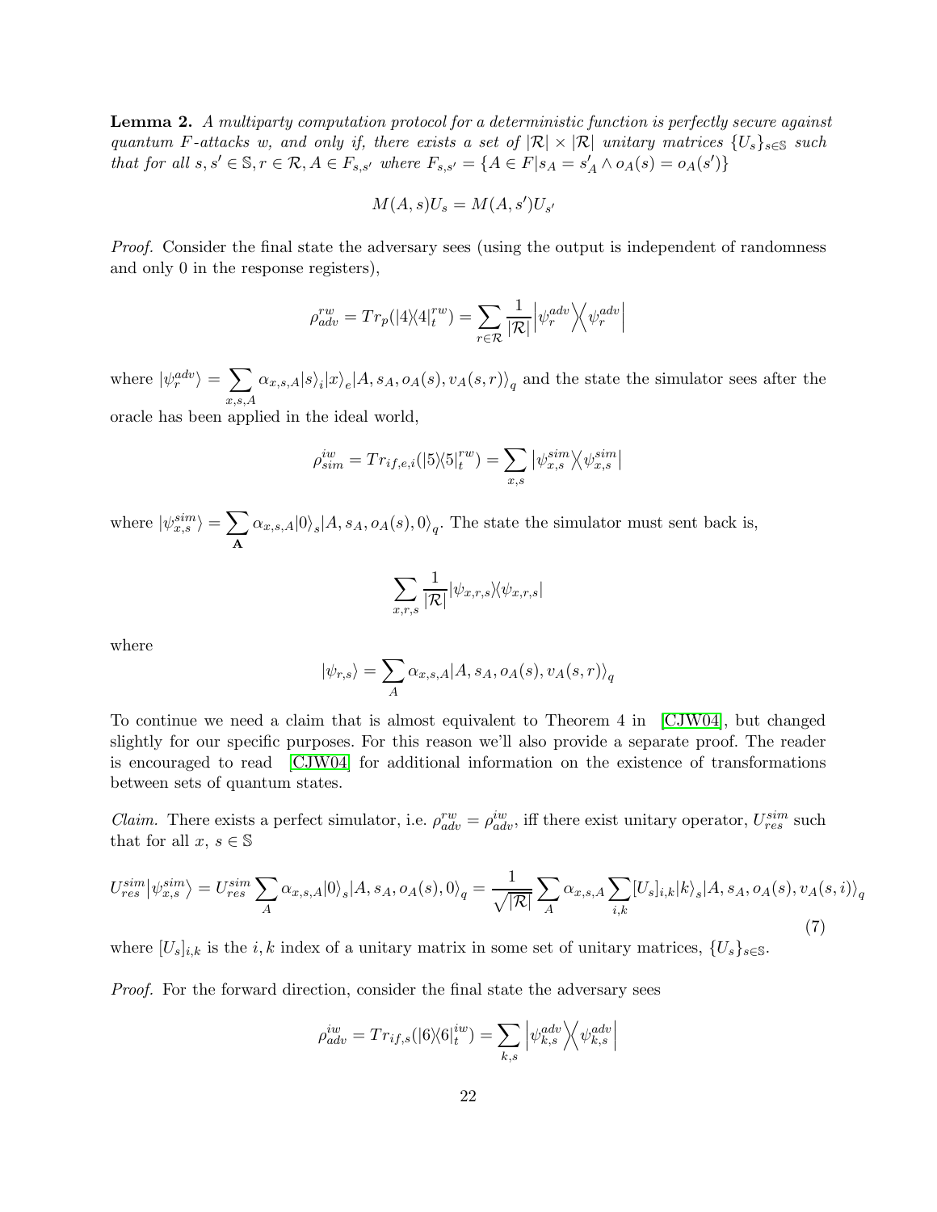**Lemma 2.** *A multiparty computation protocol for a deterministic function is perfectly secure against quantum $F$-attacks $w$, and only if, there exists a set of $|\mathcal{R}| \times |\mathcal{R}|$ unitary matrices $\{U_s\}_{s\in\mathbb{S}}$ such that for all $s, s' \in \mathbb{S}, r \in \mathcal{R}, A \in F_{s,s'}$ where $F_{s,s'} = \{A \in F | s_A = s'_A \wedge o_A(s) = o_A(s')\}$*

$$M(A, s)U_s = M(A, s')U_{s'}$$

*Proof.* Consider the final state the adversary sees (using the output is independent of randomness and only 0 in the response registers),

$$\rho_{adv}^{rw} = Tr_p(|4\rangle\langle 4|_t^{rw}) = \sum_{r\in\mathcal{R}} \frac{1}{|\mathcal{R}|} \left|\psi_r^{adv}\right\rangle\!\left\langle\psi_r^{adv}\right|$$

where $|\psi_r^{adv}\rangle = \sum_{x,s,A} \alpha_{x,s,A} |s\rangle_i |x\rangle_e |A, s_A, o_A(s), v_A(s,r)\rangle_q$ and the state the simulator sees after the oracle has been applied in the ideal world,

$$\rho_{sim}^{iw} = Tr_{if,e,i}(|5\rangle\langle 5|_t^{rw}) = \sum_{x,s} \left|\psi_{x,s}^{sim}\right\rangle\!\left\langle\psi_{x,s}^{sim}\right|$$

where $|\psi_{x,s}^{sim}\rangle = \sum_{\mathbf{A}} \alpha_{x,s,A} |0\rangle_s |A, s_A, o_A(s), 0\rangle_q$. The state the simulator must sent back is,

$$\sum_{x,r,s} \frac{1}{|\mathcal{R}|} |\psi_{x,r,s}\rangle\langle\psi_{x,r,s}|$$

where

$$|\psi_{r,s}\rangle = \sum_A \alpha_{x,s,A} |A, s_A, o_A(s), v_A(s,r)\rangle_q$$

To continue we need a claim that is almost equivalent to Theorem 4 in [CJW04], but changed slightly for our specific purposes. For this reason we'll also provide a separate proof. The reader is encouraged to read [CJW04] for additional information on the existence of transformations between sets of quantum states.

*Claim.* There exists a perfect simulator, i.e. $\rho_{adv}^{rw} = \rho_{adv}^{iw}$, iff there exist unitary operator, $U_{res}^{sim}$ such that for all $x$, $s \in \mathbb{S}$

$$U_{res}^{sim}\left|\psi_{x,s}^{sim}\right\rangle = U_{res}^{sim} \sum_A \alpha_{x,s,A} |0\rangle_s |A, s_A, o_A(s), 0\rangle_q = \frac{1}{\sqrt{|\mathcal{R}|}} \sum_A \alpha_{x,s,A} \sum_{i,k} [U_s]_{i,k} |k\rangle_s |A, s_A, o_A(s), v_A(s,i)\rangle_q \tag{7}$$

where $[U_s]_{i,k}$ is the $i,k$ index of a unitary matrix in some set of unitary matrices, $\{U_s\}_{s\in\mathbb{S}}$.

*Proof.* For the forward direction, consider the final state the adversary sees

$$\rho_{adv}^{iw} = Tr_{if,s}(|6\rangle\langle 6|_t^{iw}) = \sum_{k,s} \left|\psi_{k,s}^{adv}\right\rangle\!\left\langle\psi_{k,s}^{adv}\right|$$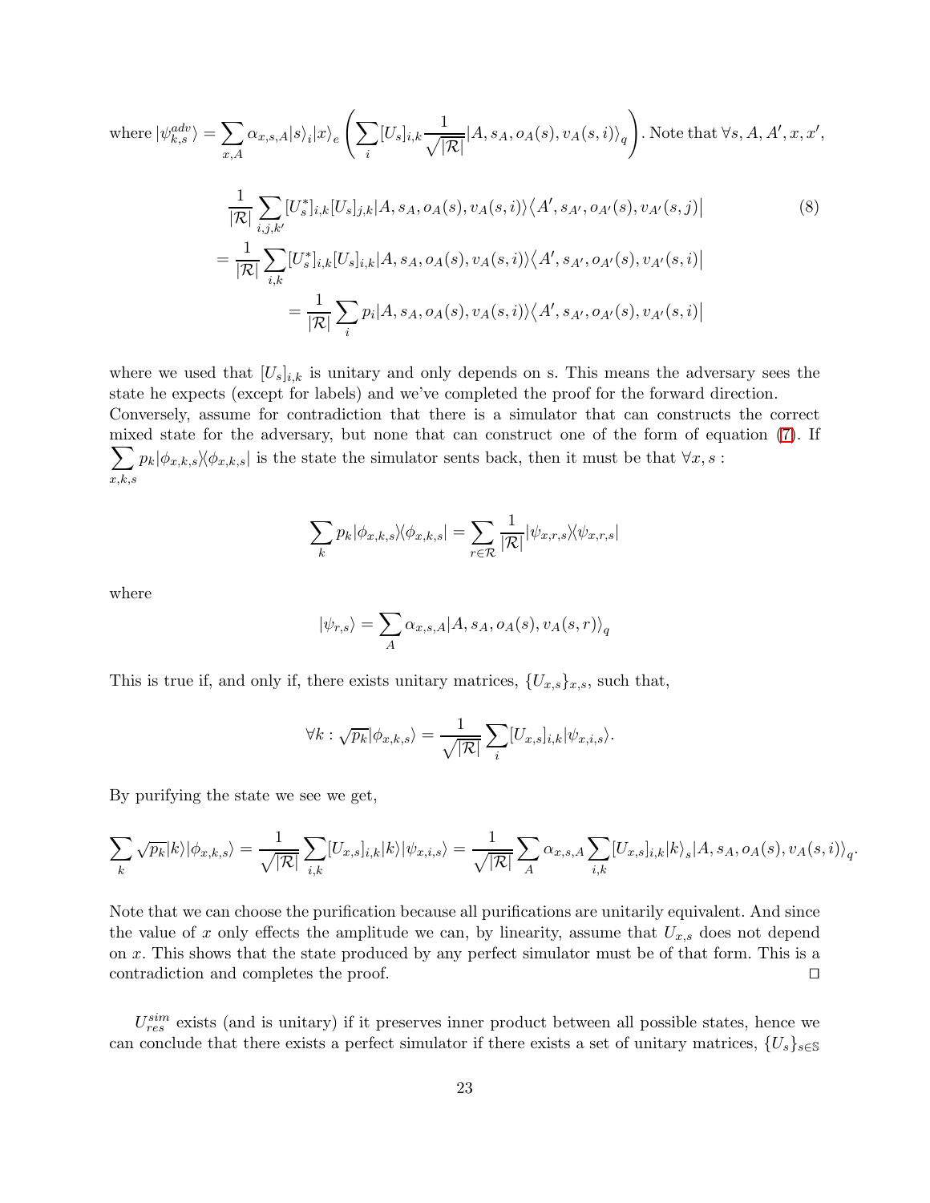where $|\psi^{adv}_{k,s}\rangle = \sum_{x,A} \alpha_{x,s,A}|s\rangle_i|x\rangle_e \left(\sum_i [U_s]_{i,k}\frac{1}{\sqrt{|\mathcal{R}|}}|A, s_A, o_A(s), v_A(s,i)\rangle_q\right)$. Note that $\forall s, A, A', x, x'$,

$$
\begin{aligned}
&\frac{1}{|\mathcal{R}|}\sum_{i,j,k'}[U^*_s]_{i,k}[U_s]_{j,k}|A, s_A, o_A(s), v_A(s,i)\rangle\langle A', s_{A'}, o_{A'}(s), v_{A'}(s,j)| \\
&= \frac{1}{|\mathcal{R}|}\sum_{i,k}[U^*_s]_{i,k}[U_s]_{i,k}|A, s_A, o_A(s), v_A(s,i)\rangle\langle A', s_{A'}, o_{A'}(s), v_{A'}(s,i)| \\
&\quad = \frac{1}{|\mathcal{R}|}\sum_{i} p_i|A, s_A, o_A(s), v_A(s,i)\rangle\langle A', s_{A'}, o_{A'}(s), v_{A'}(s,i)|
\end{aligned} \tag{8}
$$

where we used that $[U_s]_{i,k}$ is unitary and only depends on s. This means the adversary sees the state he expects (except for labels) and we've completed the proof for the forward direction. Conversely, assume for contradiction that there is a simulator that can constructs the correct mixed state for the adversary, but none that can construct one of the form of equation (7). If $\sum_{x,k,s} p_k|\phi_{x,k,s}\rangle\langle\phi_{x,k,s}|$ is the state the simulator sents back, then it must be that $\forall x, s$ :

$$
\sum_k p_k|\phi_{x,k,s}\rangle\langle\phi_{x,k,s}| = \sum_{r\in\mathcal{R}}\frac{1}{|\mathcal{R}|}|\psi_{x,r,s}\rangle\langle\psi_{x,r,s}|
$$

where

$$
|\psi_{r,s}\rangle = \sum_A \alpha_{x,s,A}|A, s_A, o_A(s), v_A(s,r)\rangle_q
$$

This is true if, and only if, there exists unitary matrices, $\{U_{x,s}\}_{x,s}$, such that,

$$
\forall k : \sqrt{p_k}|\phi_{x,k,s}\rangle = \frac{1}{\sqrt{|\mathcal{R}|}}\sum_i [U_{x,s}]_{i,k}|\psi_{x,i,s}\rangle.
$$

By purifying the state we see we get,

$$
\sum_k \sqrt{p_k}|k\rangle|\phi_{x,k,s}\rangle = \frac{1}{\sqrt{|\mathcal{R}|}}\sum_{i,k}[U_{x,s}]_{i,k}|k\rangle|\psi_{x,i,s}\rangle = \frac{1}{\sqrt{|\mathcal{R}|}}\sum_A \alpha_{x,s,A}\sum_{i,k}[U_{x,s}]_{i,k}|k\rangle_s|A, s_A, o_A(s), v_A(s,i)\rangle_q.
$$

Note that we can choose the purification because all purifications are unitarily equivalent. And since the value of $x$ only effects the amplitude we can, by linearity, assume that $U_{x,s}$ does not depend on $x$. This shows that the state produced by any perfect simulator must be of that form. This is a contradiction and completes the proof. $\square$

$U^{sim}_{res}$ exists (and is unitary) if it preserves inner product between all possible states, hence we can conclude that there exists a perfect simulator if there exists a set of unitary matrices, $\{U_s\}_{s\in\mathbb{S}}$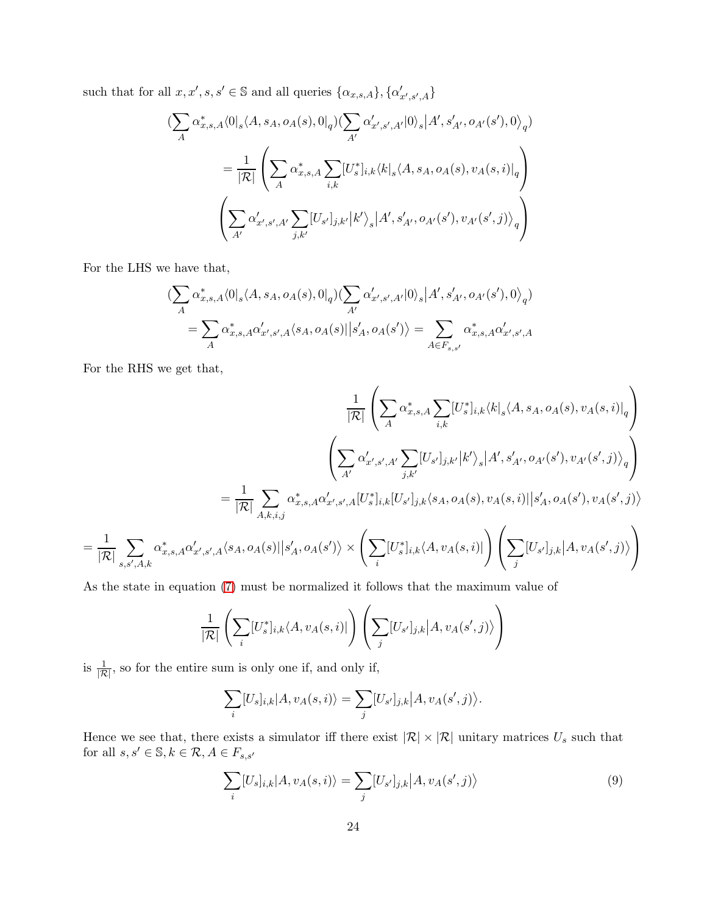such that for all $x, x', s, s' \in \mathbb{S}$ and all queries $\{\alpha_{x,s,A}\}, \{\alpha'_{x',s',A}\}$

$$
\begin{aligned}
(\sum_A \alpha^*_{x,s,A} \langle 0|_s \langle A, s_A, o_A(s), 0|_q)(\sum_{A'} \alpha'_{x',s',A'} |0\rangle_s |A', s'_{A'}, o_{A'}(s'), 0\rangle_q) \\
= \frac{1}{|\mathcal{R}|} \left( \sum_A \alpha^*_{x,s,A} \sum_{i,k} [U^*_s]_{i,k} \langle k|_s \langle A, s_A, o_A(s), v_A(s,i)|_q \right) \\
\left( \sum_{A'} \alpha'_{x',s',A'} \sum_{j,k'} [U_{s'}]_{j,k'} |k'\rangle_s |A', s'_{A'}, o_{A'}(s'), v_{A'}(s',j)\rangle_q \right)
\end{aligned}
$$

For the LHS we have that,

$$
\begin{aligned}
(\sum_A \alpha^*_{x,s,A} \langle 0|_s \langle A, s_A, o_A(s), 0|_q)(\sum_{A'} \alpha'_{x',s',A'} |0\rangle_s |A', s'_{A'}, o_{A'}(s'), 0\rangle_q) \\
= \sum_A \alpha^*_{x,s,A} \alpha'_{x',s',A} \langle s_A, o_A(s) | s'_A, o_A(s')\rangle = \sum_{A \in F_{s,s'}} \alpha^*_{x,s,A} \alpha'_{x',s',A}
\end{aligned}
$$

For the RHS we get that,

$$
\begin{aligned}
\frac{1}{|\mathcal{R}|} \left( \sum_A \alpha^*_{x,s,A} \sum_{i,k} [U^*_s]_{i,k} \langle k|_s \langle A, s_A, o_A(s), v_A(s,i)|_q \right) \\
\left( \sum_{A'} \alpha'_{x',s',A'} \sum_{j,k'} [U_{s'}]_{j,k'} |k'\rangle_s |A', s'_{A'}, o_{A'}(s'), v_{A'}(s',j)\rangle_q \right) \\
= \frac{1}{|\mathcal{R}|} \sum_{A,k,i,j} \alpha^*_{x,s,A} \alpha'_{x',s',A} [U^*_s]_{i,k} [U_{s'}]_{j,k} \langle s_A, o_A(s), v_A(s,i) | s'_A, o_A(s'), v_A(s',j)\rangle \\
= \frac{1}{|\mathcal{R}|} \sum_{s,s',A,k} \alpha^*_{x,s,A} \alpha'_{x',s',A} \langle s_A, o_A(s) | s'_A, o_A(s')\rangle \times \left( \sum_i [U^*_s]_{i,k} \langle A, v_A(s,i)| \right) \left( \sum_j [U_{s'}]_{j,k} |A, v_A(s',j)\rangle \right)
\end{aligned}
$$

As the state in equation (7) must be normalized it follows that the maximum value of

$$
\frac{1}{|\mathcal{R}|} \left( \sum_i [U^*_s]_{i,k} \langle A, v_A(s,i)| \right) \left( \sum_j [U_{s'}]_{j,k} |A, v_A(s',j)\rangle \right)
$$

is $\frac{1}{|\mathcal{R}|}$, so for the entire sum is only one if, and only if,

$$
\sum_i [U_s]_{i,k} |A, v_A(s,i)\rangle = \sum_j [U_{s'}]_{j,k} |A, v_A(s',j)\rangle.
$$

Hence we see that, there exists a simulator iff there exist $|\mathcal{R}| \times |\mathcal{R}|$ unitary matrices $U_s$ such that for all $s, s' \in \mathbb{S}, k \in \mathcal{R}, A \in F_{s,s'}$

$$
\sum_i [U_s]_{i,k} |A, v_A(s,i)\rangle = \sum_j [U_{s'}]_{j,k} |A, v_A(s',j)\rangle \tag{9}
$$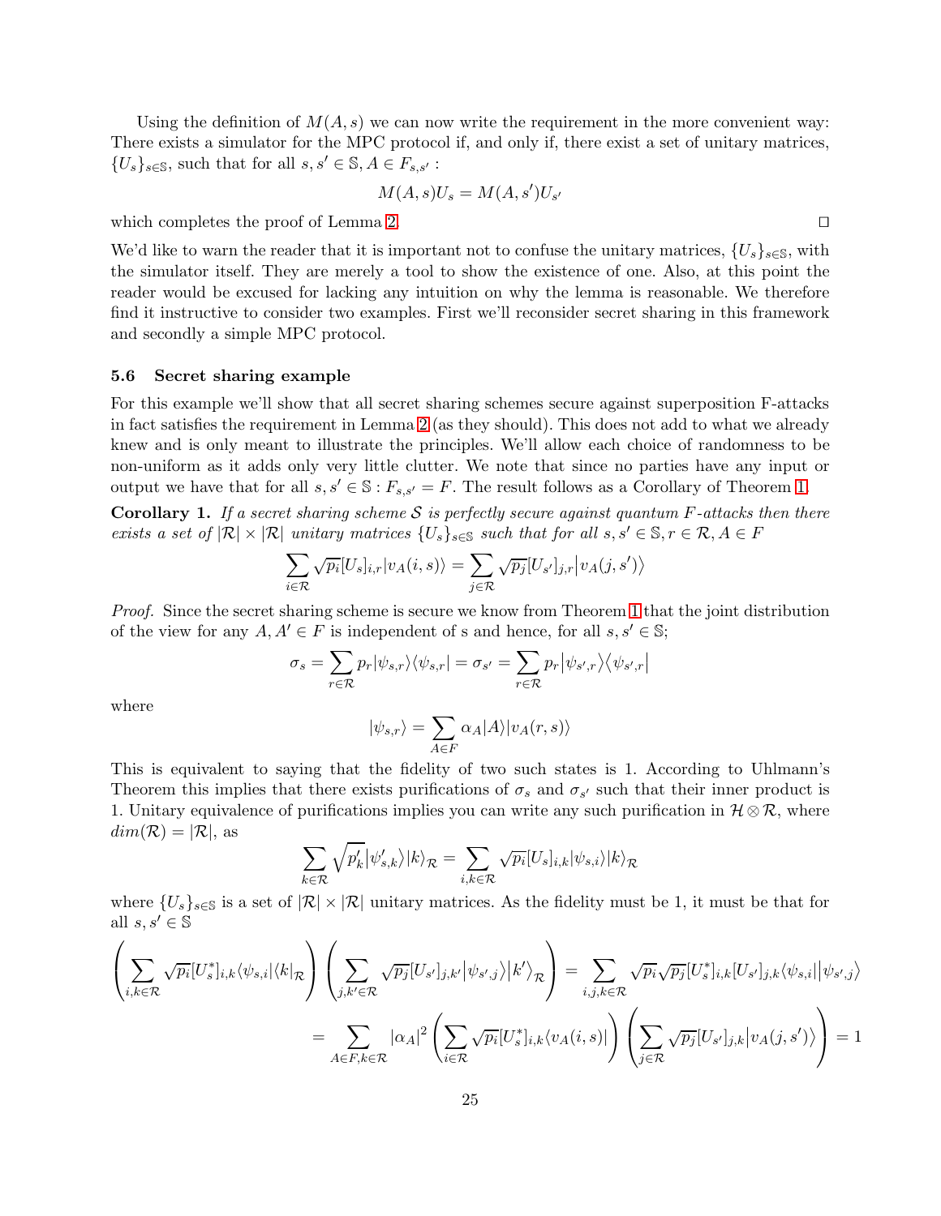Using the definition of $M(A,s)$ we can now write the requirement in the more convenient way: There exists a simulator for the MPC protocol if, and only if, there exist a set of unitary matrices, $\{U_s\}_{s\in\mathbb{S}}$, such that for all $s, s' \in \mathbb{S}, A \in F_{s,s'}$ :

$$M(A,s)U_s = M(A,s')U_{s'}$$

which completes the proof of Lemma 2. □

We'd like to warn the reader that it is important not to confuse the unitary matrices, $\{U_s\}_{s\in\mathbb{S}}$, with the simulator itself. They are merely a tool to show the existence of one. Also, at this point the reader would be excused for lacking any intuition on why the lemma is reasonable. We therefore find it instructive to consider two examples. First we'll reconsider secret sharing in this framework and secondly a simple MPC protocol.

### 5.6 Secret sharing example

For this example we'll show that all secret sharing schemes secure against superposition F-attacks in fact satisfies the requirement in Lemma 2 (as they should). This does not add to what we already knew and is only meant to illustrate the principles. We'll allow each choice of randomness to be non-uniform as it adds only very little clutter. We note that since no parties have any input or output we have that for all $s, s' \in \mathbb{S} : F_{s,s'} = F$. The result follows as a Corollary of Theorem 1.

**Corollary 1.** *If a secret sharing scheme $\mathcal{S}$ is perfectly secure against quantum $F$-attacks then there exists a set of $|\mathcal{R}| \times |\mathcal{R}|$ unitary matrices $\{U_s\}_{s\in\mathbb{S}}$ such that for all $s, s' \in \mathbb{S}, r \in \mathcal{R}, A \in F$*

$$\sum_{i\in\mathcal{R}} \sqrt{p_i}[U_s]_{i,r}|v_A(i,s)\rangle = \sum_{j\in\mathcal{R}} \sqrt{p_j}[U_{s'}]_{j,r}\big|v_A(j,s')\big\rangle$$

*Proof.* Since the secret sharing scheme is secure we know from Theorem 1 that the joint distribution of the view for any $A, A' \in F$ is independent of s and hence, for all $s, s' \in \mathbb{S}$;

$$\sigma_s = \sum_{r\in\mathcal{R}} p_r|\psi_{s,r}\rangle\langle\psi_{s,r}| = \sigma_{s'} = \sum_{r\in\mathcal{R}} p_r\big|\psi_{s',r}\big\rangle\big\langle\psi_{s',r}\big|$$

where

$$|\psi_{s,r}\rangle = \sum_{A\in F} \alpha_A|A\rangle|v_A(r,s)\rangle$$

This is equivalent to saying that the fidelity of two such states is 1. According to Uhlmann's Theorem this implies that there exists purifications of $\sigma_s$ and $\sigma_{s'}$ such that their inner product is 1. Unitary equivalence of purifications implies you can write any such purification in $\mathcal{H}\otimes\mathcal{R}$, where $dim(\mathcal{R}) = |\mathcal{R}|$, as

$$\sum_{k\in\mathcal{R}} \sqrt{p'_k}|\psi'_{s,k}\rangle|k\rangle_{\mathcal{R}} = \sum_{i,k\in\mathcal{R}} \sqrt{p_i}[U_s]_{i,k}|\psi_{s,i}\rangle|k\rangle_{\mathcal{R}}$$

where $\{U_s\}_{s\in\mathbb{S}}$ is a set of $|\mathcal{R}| \times |\mathcal{R}|$ unitary matrices. As the fidelity must be 1, it must be that for all $s, s' \in \mathbb{S}$

$$\left(\sum_{i,k\in\mathcal{R}} \sqrt{p_i}[U_s^*]_{i,k}\langle\psi_{s,i}|\langle k|_{\mathcal{R}}\right)\left(\sum_{j,k'\in\mathcal{R}} \sqrt{p_j}[U_{s'}]_{j,k'}\big|\psi_{s',j}\big\rangle\big|k'\big\rangle_{\mathcal{R}}\right) = \sum_{i,j,k\in\mathcal{R}} \sqrt{p_i}\sqrt{p_j}[U_s^*]_{i,k}[U_{s'}]_{j,k}\langle\psi_{s,i}|\big|\psi_{s',j}\big\rangle$$

$$= \sum_{A\in F, k\in\mathcal{R}} |\alpha_A|^2\left(\sum_{i\in\mathcal{R}} \sqrt{p_i}[U_s^*]_{i,k}\langle v_A(i,s)|\right)\left(\sum_{j\in\mathcal{R}} \sqrt{p_j}[U_{s'}]_{j,k}\big|v_A(j,s')\big\rangle\right) = 1$$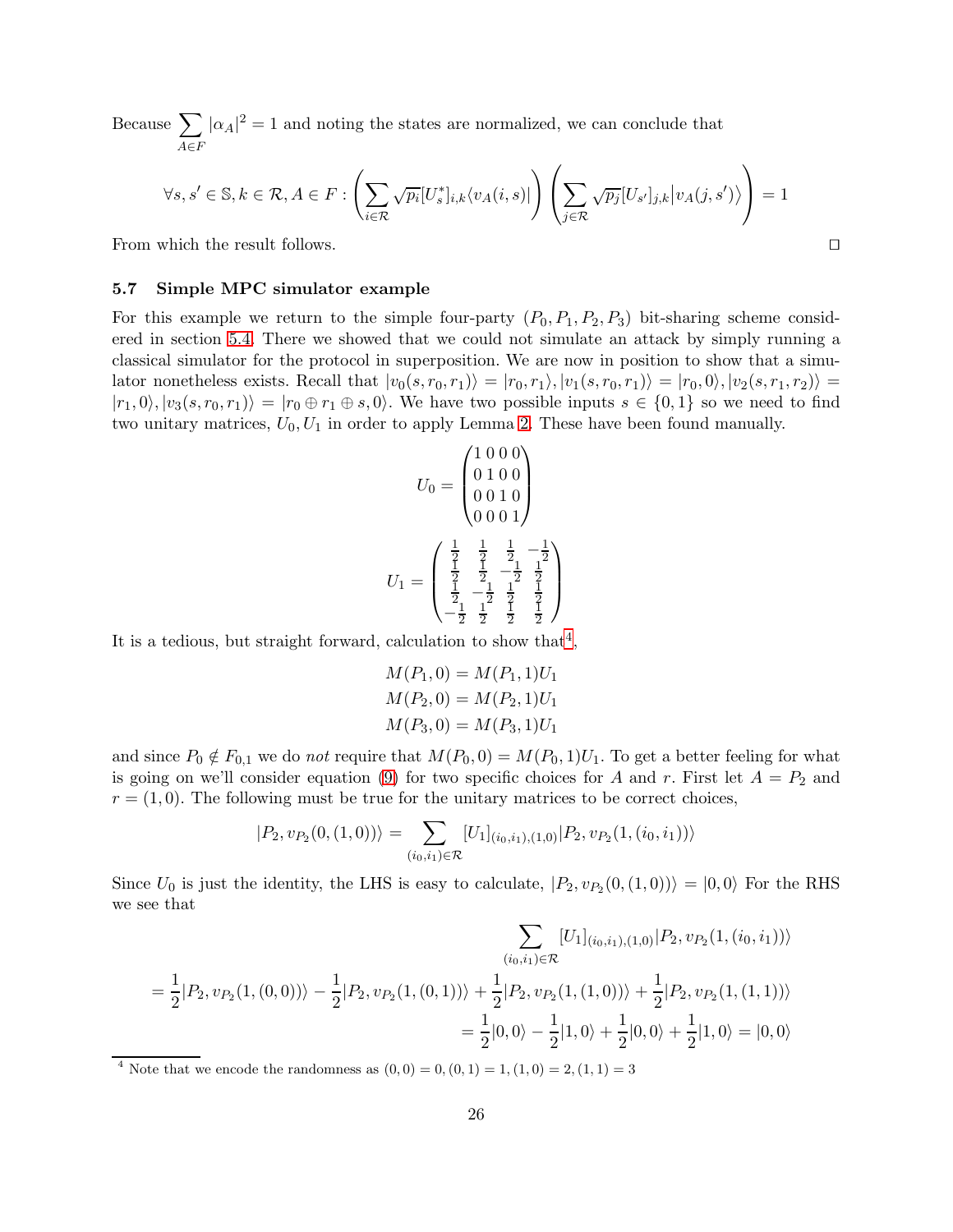Because $\sum_{A \in F} |\alpha_A|^2 = 1$ and noting the states are normalized, we can conclude that

$$\forall s, s' \in \mathbb{S}, k \in \mathcal{R}, A \in F : \left( \sum_{i \in \mathcal{R}} \sqrt{p_i} [U_s^*]_{i,k} \langle v_A(i,s)| \right) \left( \sum_{j \in \mathcal{R}} \sqrt{p_j} [U_{s'}]_{j,k} \big| v_A(j,s') \big\rangle \right) = 1$$

From which the result follows. □

### 5.7 Simple MPC simulator example

For this example we return to the simple four-party $(P_0, P_1, P_2, P_3)$ bit-sharing scheme considered in section 5.4. There we showed that we could not simulate an attack by simply running a classical simulator for the protocol in superposition. We are now in position to show that a simulator nonetheless exists. Recall that $|v_0(s, r_0, r_1)\rangle = |r_0, r_1\rangle, |v_1(s, r_0, r_1)\rangle = |r_0, 0\rangle, |v_2(s, r_1, r_2)\rangle = |r_1, 0\rangle, |v_3(s, r_0, r_1)\rangle = |r_0 \oplus r_1 \oplus s, 0\rangle$. We have two possible inputs $s \in \{0, 1\}$ so we need to find two unitary matrices, $U_0, U_1$ in order to apply Lemma 2. These have been found manually.

$$U_0 = \begin{pmatrix} 1 & 0 & 0 & 0 \\ 0 & 1 & 0 & 0 \\ 0 & 0 & 1 & 0 \\ 0 & 0 & 0 & 1 \end{pmatrix}$$

$$U_1 = \begin{pmatrix} \frac{1}{2} & \frac{1}{2} & \frac{1}{2} & -\frac{1}{2} \\ \frac{1}{2} & \frac{1}{2} & -\frac{1}{2} & \frac{1}{2} \\ \frac{1}{2} & -\frac{1}{2} & \frac{1}{2} & \frac{1}{2} \\ -\frac{1}{2} & \frac{1}{2} & \frac{1}{2} & \frac{1}{2} \end{pmatrix}$$

It is a tedious, but straight forward, calculation to show that[4],

$$M(P_1, 0) = M(P_1, 1)U_1$$
$$M(P_2, 0) = M(P_2, 1)U_1$$
$$M(P_3, 0) = M(P_3, 1)U_1$$

and since $P_0 \notin F_{0,1}$ we do *not* require that $M(P_0, 0) = M(P_0, 1)U_1$. To get a better feeling for what is going on we'll consider equation (9) for two specific choices for $A$ and $r$. First let $A = P_2$ and $r = (1, 0)$. The following must be true for the unitary matrices to be correct choices,

$$|P_2, v_{P_2}(0, (1, 0))\rangle = \sum_{(i_0, i_1) \in \mathcal{R}} [U_1]_{(i_0, i_1),(1,0)} |P_2, v_{P_2}(1, (i_0, i_1))\rangle$$

Since $U_0$ is just the identity, the LHS is easy to calculate, $|P_2, v_{P_2}(0, (1, 0))\rangle = |0, 0\rangle$ For the RHS we see that

$$\sum_{(i_0, i_1) \in \mathcal{R}} [U_1]_{(i_0, i_1),(1,0)} |P_2, v_{P_2}(1, (i_0, i_1))\rangle$$
$$= \frac{1}{2}|P_2, v_{P_2}(1, (0, 0))\rangle - \frac{1}{2}|P_2, v_{P_2}(1, (0, 1))\rangle + \frac{1}{2}|P_2, v_{P_2}(1, (1, 0))\rangle + \frac{1}{2}|P_2, v_{P_2}(1, (1, 1))\rangle$$
$$= \frac{1}{2}|0, 0\rangle - \frac{1}{2}|1, 0\rangle + \frac{1}{2}|0, 0\rangle + \frac{1}{2}|1, 0\rangle = |0, 0\rangle$$

[4] Note that we encode the randomness as $(0, 0) = 0, (0, 1) = 1, (1, 0) = 2, (1, 1) = 3$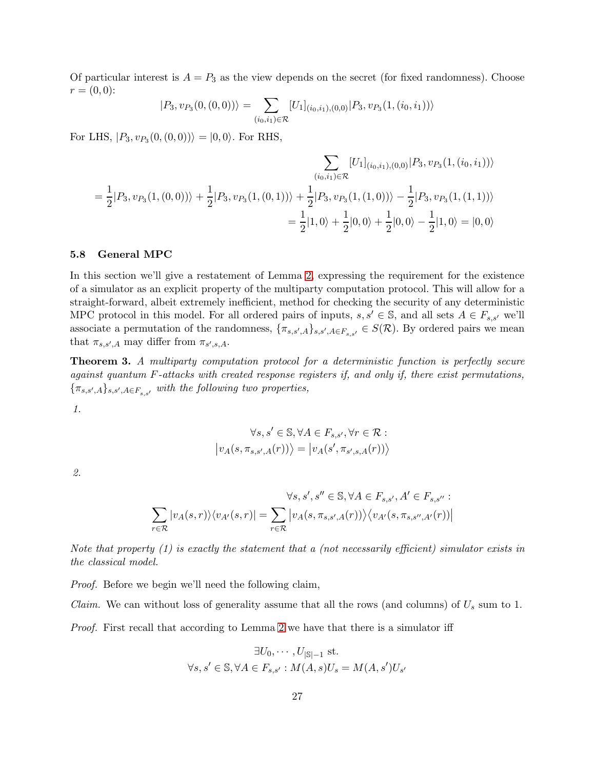Of particular interest is $A = P_3$ as the view depends on the secret (for fixed randomness). Choose $r = (0, 0)$:

$$|P_3, v_{P_3}(0,(0,0))\rangle = \sum_{(i_0,i_1)\in\mathcal{R}} [U_1]_{(i_0,i_1),(0,0)} |P_3, v_{P_3}(1,(i_0,i_1))\rangle$$

For LHS, $|P_3, v_{P_3}(0,(0,0))\rangle = |0,0\rangle$. For RHS,

$$\begin{aligned}
&\sum_{(i_0,i_1)\in\mathcal{R}} [U_1]_{(i_0,i_1),(0,0)} |P_3, v_{P_3}(1,(i_0,i_1))\rangle \\
&= \frac{1}{2}|P_3, v_{P_3}(1,(0,0))\rangle + \frac{1}{2}|P_3, v_{P_3}(1,(0,1))\rangle + \frac{1}{2}|P_3, v_{P_3}(1,(1,0))\rangle - \frac{1}{2}|P_3, v_{P_3}(1,(1,1))\rangle \\
&= \frac{1}{2}|1,0\rangle + \frac{1}{2}|0,0\rangle + \frac{1}{2}|0,0\rangle - \frac{1}{2}|1,0\rangle = |0,0\rangle
\end{aligned}$$

### 5.8 General MPC

In this section we'll give a restatement of Lemma 2, expressing the requirement for the existence of a simulator as an explicit property of the multiparty computation protocol. This will allow for a straight-forward, albeit extremely inefficient, method for checking the security of any deterministic MPC protocol in this model. For all ordered pairs of inputs, $s, s' \in \mathbb{S}$, and all sets $A \in F_{s,s'}$ we'll associate a permutation of the randomness, $\{\pi_{s,s',A}\}_{s,s',A\in F_{s,s'}} \in S(\mathcal{R})$. By ordered pairs we mean that $\pi_{s,s',A}$ may differ from $\pi_{s',s,A}$.

**Theorem 3.** *A multiparty computation protocol for a deterministic function is perfectly secure against quantum F-attacks with created response registers if, and only if, there exist permutations, $\{\pi_{s,s',A}\}_{s,s',A\in F_{s,s'}}$ with the following two properties,*

*1.*

$$\forall s, s' \in \mathbb{S}, \forall A \in F_{s,s'}, \forall r \in \mathcal{R} :$$
$$|v_A(s, \pi_{s,s',A}(r))\rangle = |v_A(s', \pi_{s',s,A}(r))\rangle$$

*2.*

$$\forall s, s', s'' \in \mathbb{S}, \forall A \in F_{s,s'}, A' \in F_{s,s''} :$$
$$\sum_{r\in\mathcal{R}} |v_A(s,r)\rangle\langle v_{A'}(s,r)| = \sum_{r\in\mathcal{R}} |v_A(s, \pi_{s,s',A}(r))\rangle\langle v_{A'}(s, \pi_{s,s'',A'}(r))|$$

*Note that property (1) is exactly the statement that a (not necessarily efficient) simulator exists in the classical model.*

*Proof.* Before we begin we'll need the following claim,

*Claim.* We can without loss of generality assume that all the rows (and columns) of $U_s$ sum to 1.

*Proof.* First recall that according to Lemma 2 we have that there is a simulator iff

$$\exists U_0, \cdots, U_{|\mathbb{S}|-1} \text{ st.}$$
$$\forall s, s' \in \mathbb{S}, \forall A \in F_{s,s'} : M(A,s)U_s = M(A,s')U_{s'}$$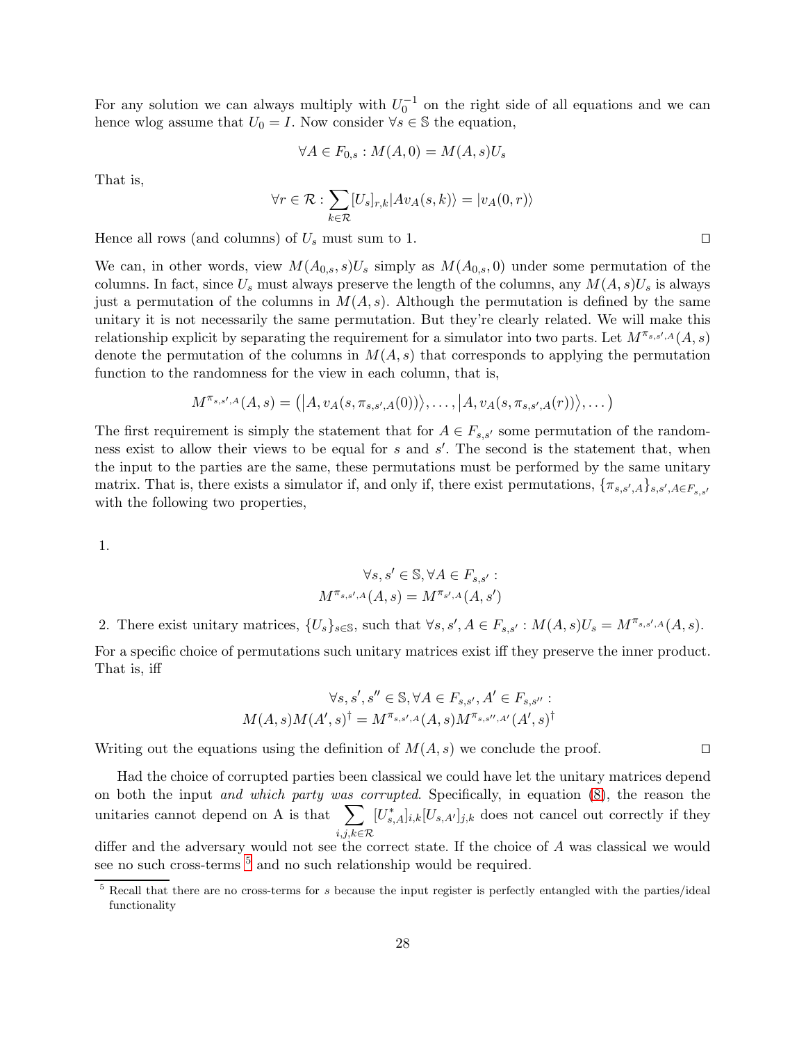For any solution we can always multiply with $U_0^{-1}$ on the right side of all equations and we can hence wlog assume that $U_0 = I$. Now consider $\forall s \in \mathbb{S}$ the equation,

$$\forall A \in F_{0,s} : M(A,0) = M(A,s)U_s$$

That is,

$$\forall r \in \mathcal{R} : \sum_{k \in \mathcal{R}} [U_s]_{r,k} |A v_A(s,k)\rangle = |v_A(0,r)\rangle$$

Hence all rows (and columns) of $U_s$ must sum to 1. □

We can, in other words, view $M(A_{0,s}, s)U_s$ simply as $M(A_{0,s}, 0)$ under some permutation of the columns. In fact, since $U_s$ must always preserve the length of the columns, any $M(A,s)U_s$ is always just a permutation of the columns in $M(A,s)$. Although the permutation is defined by the same unitary it is not necessarily the same permutation. But they're clearly related. We will make this relationship explicit by separating the requirement for a simulator into two parts. Let $M^{\pi_{s,s',A}}(A,s)$ denote the permutation of the columns in $M(A,s)$ that corresponds to applying the permutation function to the randomness for the view in each column, that is,

$$M^{\pi_{s,s',A}}(A,s) = \left( |A, v_A(s, \pi_{s,s',A}(0))\rangle, \ldots, |A, v_A(s, \pi_{s,s',A}(r))\rangle, \ldots \right)$$

The first requirement is simply the statement that for $A \in F_{s,s'}$ some permutation of the randomness exist to allow their views to be equal for $s$ and $s'$. The second is the statement that, when the input to the parties are the same, these permutations must be performed by the same unitary matrix. That is, there exists a simulator if, and only if, there exist permutations, $\{\pi_{s,s',A}\}_{s,s',A \in F_{s,s'}}$ with the following two properties,

1. 
$$\forall s, s' \in \mathbb{S}, \forall A \in F_{s,s'} :$$
$$M^{\pi_{s,s',A}}(A,s) = M^{\pi_{s',A}}(A,s')$$

2. There exist unitary matrices, $\{U_s\}_{s \in \mathbb{S}}$, such that $\forall s, s', A \in F_{s,s'} : M(A,s)U_s = M^{\pi_{s,s',A}}(A,s)$.

For a specific choice of permutations such unitary matrices exist iff they preserve the inner product. That is, iff

$$\forall s, s', s'' \in \mathbb{S}, \forall A \in F_{s,s'}, A' \in F_{s,s''} :$$
$$M(A,s)M(A',s)^\dagger = M^{\pi_{s,s',A}}(A,s)M^{\pi_{s,s'',A'}}(A',s)^\dagger$$

Writing out the equations using the definition of $M(A,s)$ we conclude the proof. □

Had the choice of corrupted parties been classical we could have let the unitary matrices depend on both the input *and which party was corrupted*. Specifically, in equation (8), the reason the unitaries cannot depend on A is that $\sum_{i,j,k \in \mathcal{R}} [U^*_{s,A}]_{i,k}[U_{s,A'}]_{j,k}$ does not cancel out correctly if they differ and the adversary would not see the correct state. If the choice of $A$ was classical we would see no such cross-terms [5] and no such relationship would be required.

[5] Recall that there are no cross-terms for $s$ because the input register is perfectly entangled with the parties/ideal functionality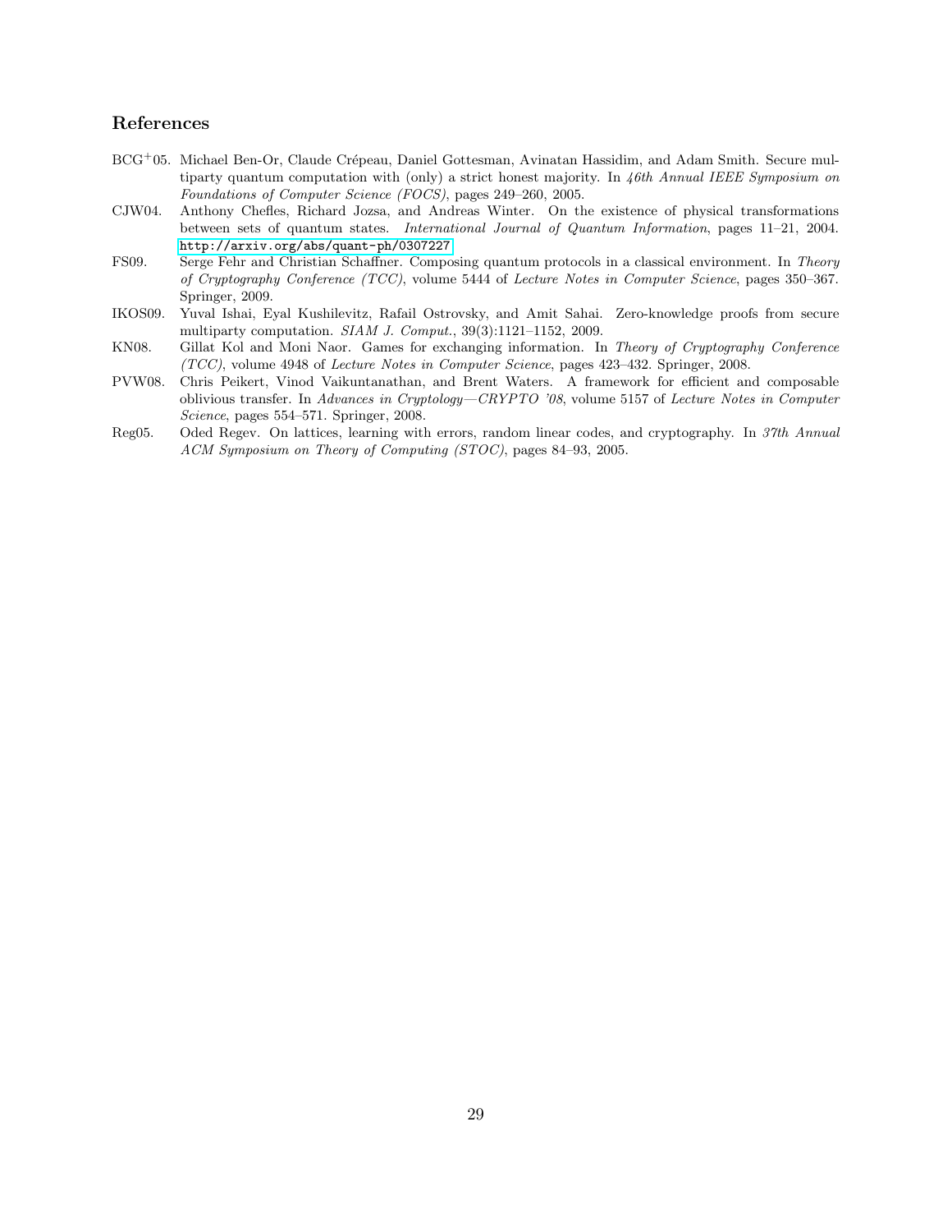## References

BCG+05. Michael Ben-Or, Claude Crépeau, Daniel Gottesman, Avinatan Hassidim, and Adam Smith. Secure multiparty quantum computation with (only) a strict honest majority. In *46th Annual IEEE Symposium on Foundations of Computer Science (FOCS)*, pages 249–260, 2005.

CJW04. Anthony Chefles, Richard Jozsa, and Andreas Winter. On the existence of physical transformations between sets of quantum states. *International Journal of Quantum Information*, pages 11–21, 2004. http://arxiv.org/abs/quant-ph/0307227.

FS09. Serge Fehr and Christian Schaffner. Composing quantum protocols in a classical environment. In *Theory of Cryptography Conference (TCC)*, volume 5444 of *Lecture Notes in Computer Science*, pages 350–367. Springer, 2009.

IKOS09. Yuval Ishai, Eyal Kushilevitz, Rafail Ostrovsky, and Amit Sahai. Zero-knowledge proofs from secure multiparty computation. *SIAM J. Comput.*, 39(3):1121–1152, 2009.

KN08. Gillat Kol and Moni Naor. Games for exchanging information. In *Theory of Cryptography Conference (TCC)*, volume 4948 of *Lecture Notes in Computer Science*, pages 423–432. Springer, 2008.

PVW08. Chris Peikert, Vinod Vaikuntanathan, and Brent Waters. A framework for efficient and composable oblivious transfer. In *Advances in Cryptology—CRYPTO '08*, volume 5157 of *Lecture Notes in Computer Science*, pages 554–571. Springer, 2008.

Reg05. Oded Regev. On lattices, learning with errors, random linear codes, and cryptography. In *37th Annual ACM Symposium on Theory of Computing (STOC)*, pages 84–93, 2005.